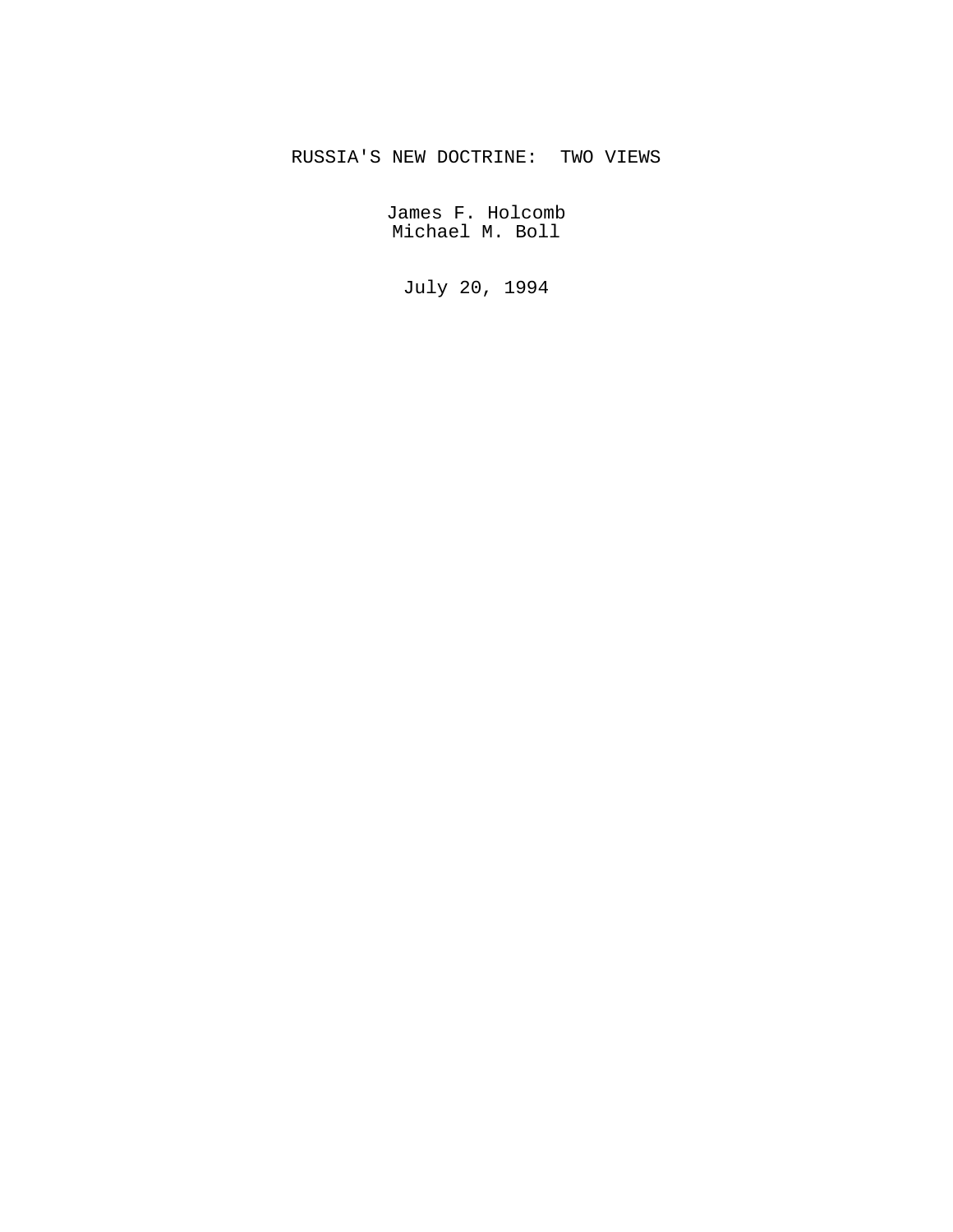# RUSSIA'S NEW DOCTRINE: TWO VIEWS

James F. Holcomb
Michael M. Boll

July 20, 1994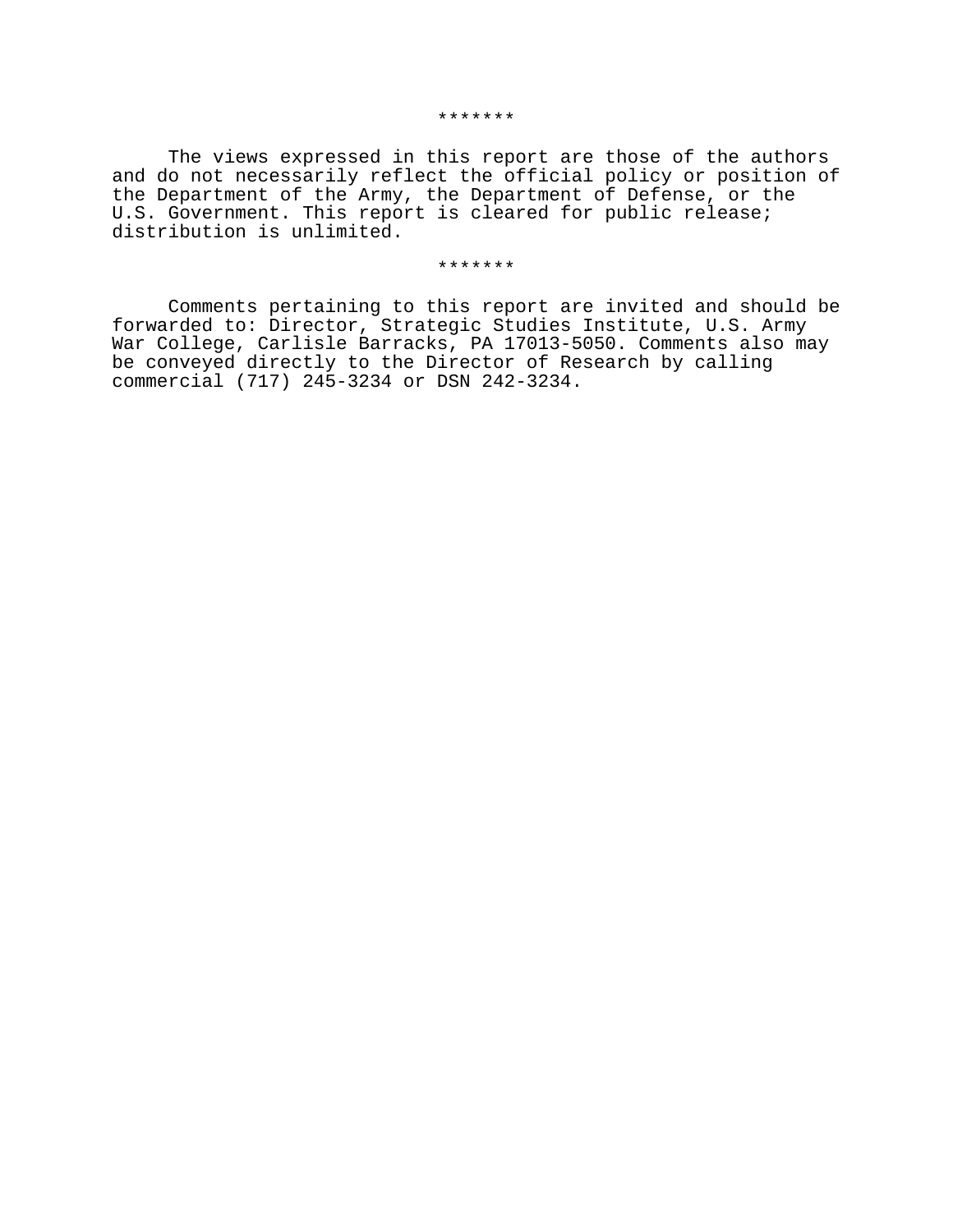*******

The views expressed in this report are those of the authors and do not necessarily reflect the official policy or position of the Department of the Army, the Department of Defense, or the U.S. Government. This report is cleared for public release; distribution is unlimited.

*******

Comments pertaining to this report are invited and should be forwarded to: Director, Strategic Studies Institute, U.S. Army War College, Carlisle Barracks, PA 17013-5050. Comments also may be conveyed directly to the Director of Research by calling commercial (717) 245-3234 or DSN 242-3234.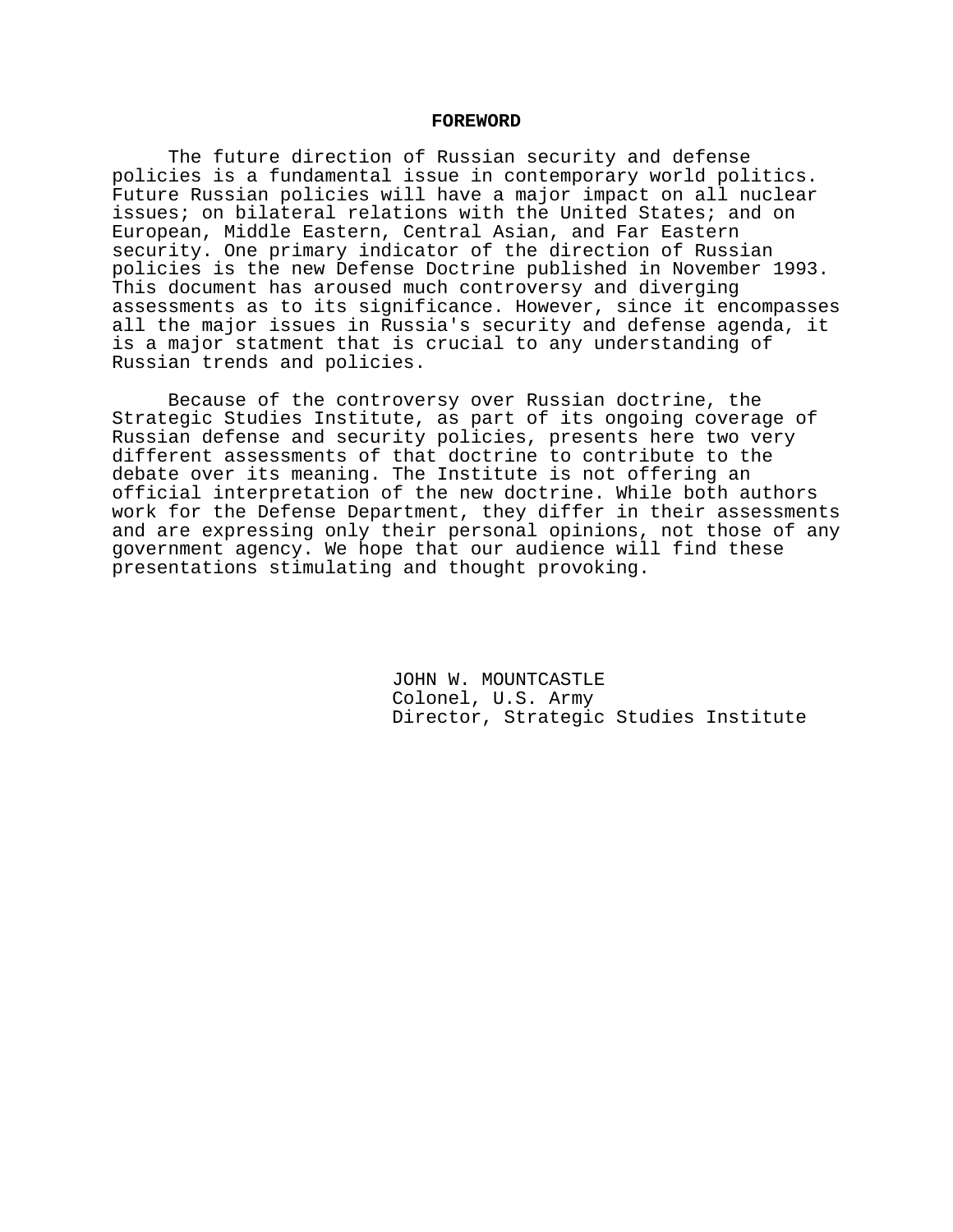# FOREWORD

The future direction of Russian security and defense policies is a fundamental issue in contemporary world politics. Future Russian policies will have a major impact on all nuclear issues; on bilateral relations with the United States; and on European, Middle Eastern, Central Asian, and Far Eastern security. One primary indicator of the direction of Russian policies is the new Defense Doctrine published in November 1993. This document has aroused much controversy and diverging assessments as to its significance. However, since it encompasses all the major issues in Russia's security and defense agenda, it is a major statment that is crucial to any understanding of Russian trends and policies.

Because of the controversy over Russian doctrine, the Strategic Studies Institute, as part of its ongoing coverage of Russian defense and security policies, presents here two very different assessments of that doctrine to contribute to the debate over its meaning. The Institute is not offering an official interpretation of the new doctrine. While both authors work for the Defense Department, they differ in their assessments and are expressing only their personal opinions, not those of any government agency. We hope that our audience will find these presentations stimulating and thought provoking.

JOHN W. MOUNTCASTLE
Colonel, U.S. Army
Director, Strategic Studies Institute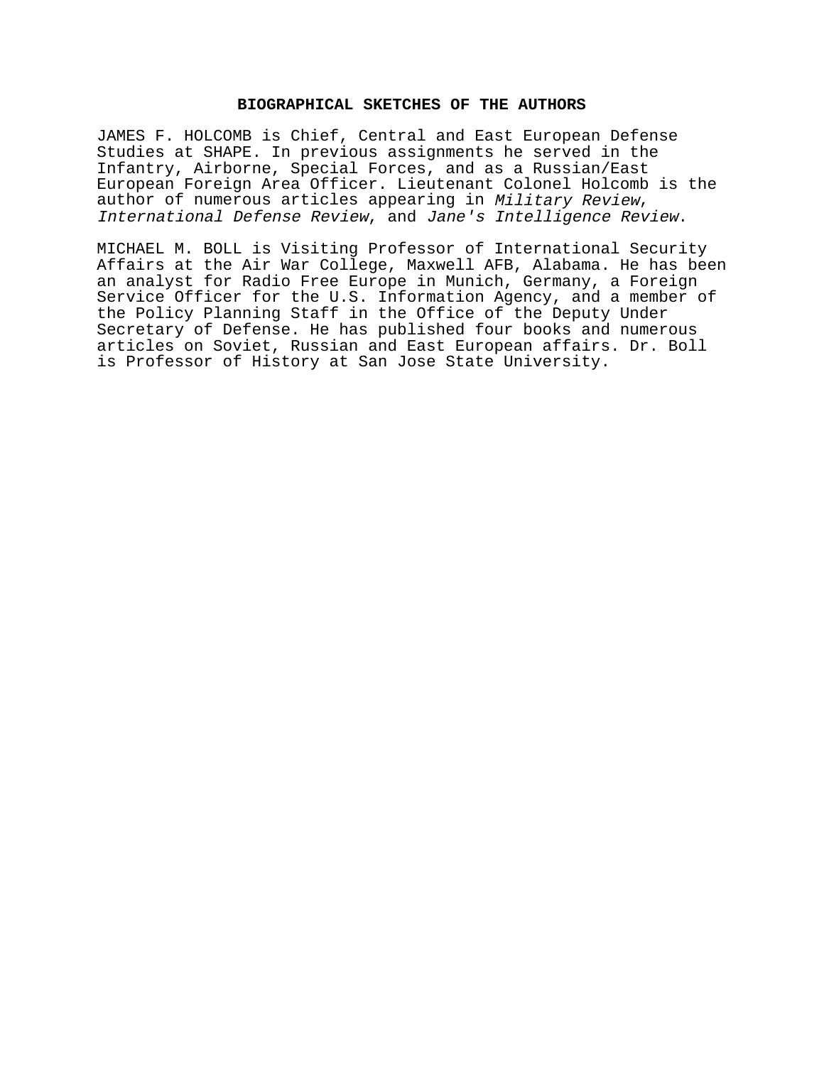## BIOGRAPHICAL SKETCHES OF THE AUTHORS

JAMES F. HOLCOMB is Chief, Central and East European Defense Studies at SHAPE. In previous assignments he served in the Infantry, Airborne, Special Forces, and as a Russian/East European Foreign Area Officer. Lieutenant Colonel Holcomb is the author of numerous articles appearing in *Military Review*, *International Defense Review*, and *Jane's Intelligence Review*.

MICHAEL M. BOLL is Visiting Professor of International Security Affairs at the Air War College, Maxwell AFB, Alabama. He has been an analyst for Radio Free Europe in Munich, Germany, a Foreign Service Officer for the U.S. Information Agency, and a member of the Policy Planning Staff in the Office of the Deputy Under Secretary of Defense. He has published four books and numerous articles on Soviet, Russian and East European affairs. Dr. Boll is Professor of History at San Jose State University.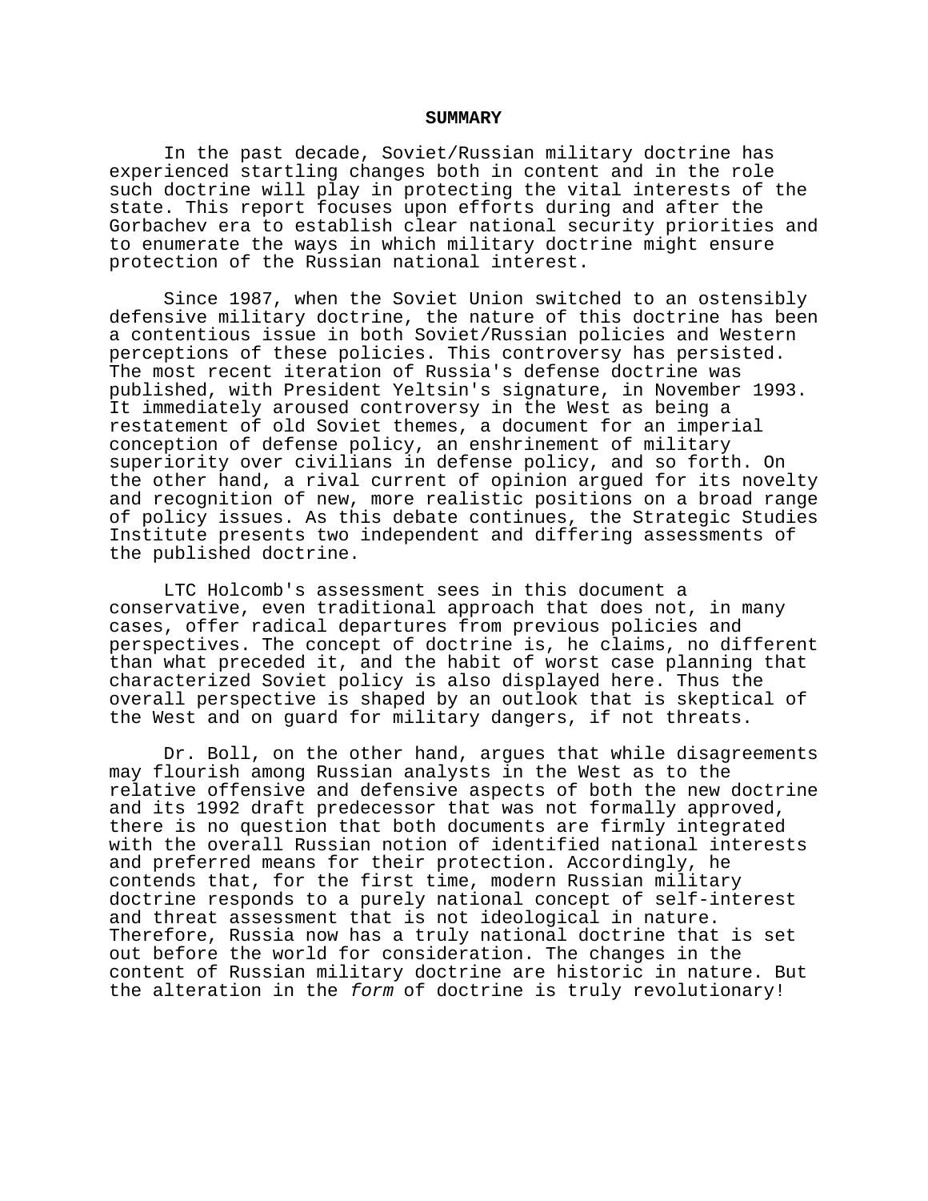## SUMMARY

In the past decade, Soviet/Russian military doctrine has experienced startling changes both in content and in the role such doctrine will play in protecting the vital interests of the state. This report focuses upon efforts during and after the Gorbachev era to establish clear national security priorities and to enumerate the ways in which military doctrine might ensure protection of the Russian national interest.

Since 1987, when the Soviet Union switched to an ostensibly defensive military doctrine, the nature of this doctrine has been a contentious issue in both Soviet/Russian policies and Western perceptions of these policies. This controversy has persisted. The most recent iteration of Russia's defense doctrine was published, with President Yeltsin's signature, in November 1993. It immediately aroused controversy in the West as being a restatement of old Soviet themes, a document for an imperial conception of defense policy, an enshrinement of military superiority over civilians in defense policy, and so forth. On the other hand, a rival current of opinion argued for its novelty and recognition of new, more realistic positions on a broad range of policy issues. As this debate continues, the Strategic Studies Institute presents two independent and differing assessments of the published doctrine.

LTC Holcomb's assessment sees in this document a conservative, even traditional approach that does not, in many cases, offer radical departures from previous policies and perspectives. The concept of doctrine is, he claims, no different than what preceded it, and the habit of worst case planning that characterized Soviet policy is also displayed here. Thus the overall perspective is shaped by an outlook that is skeptical of the West and on guard for military dangers, if not threats.

Dr. Boll, on the other hand, argues that while disagreements may flourish among Russian analysts in the West as to the relative offensive and defensive aspects of both the new doctrine and its 1992 draft predecessor that was not formally approved, there is no question that both documents are firmly integrated with the overall Russian notion of identified national interests and preferred means for their protection. Accordingly, he contends that, for the first time, modern Russian military doctrine responds to a purely national concept of self-interest and threat assessment that is not ideological in nature. Therefore, Russia now has a truly national doctrine that is set out before the world for consideration. The changes in the content of Russian military doctrine are historic in nature. But the alteration in the *form* of doctrine is truly revolutionary!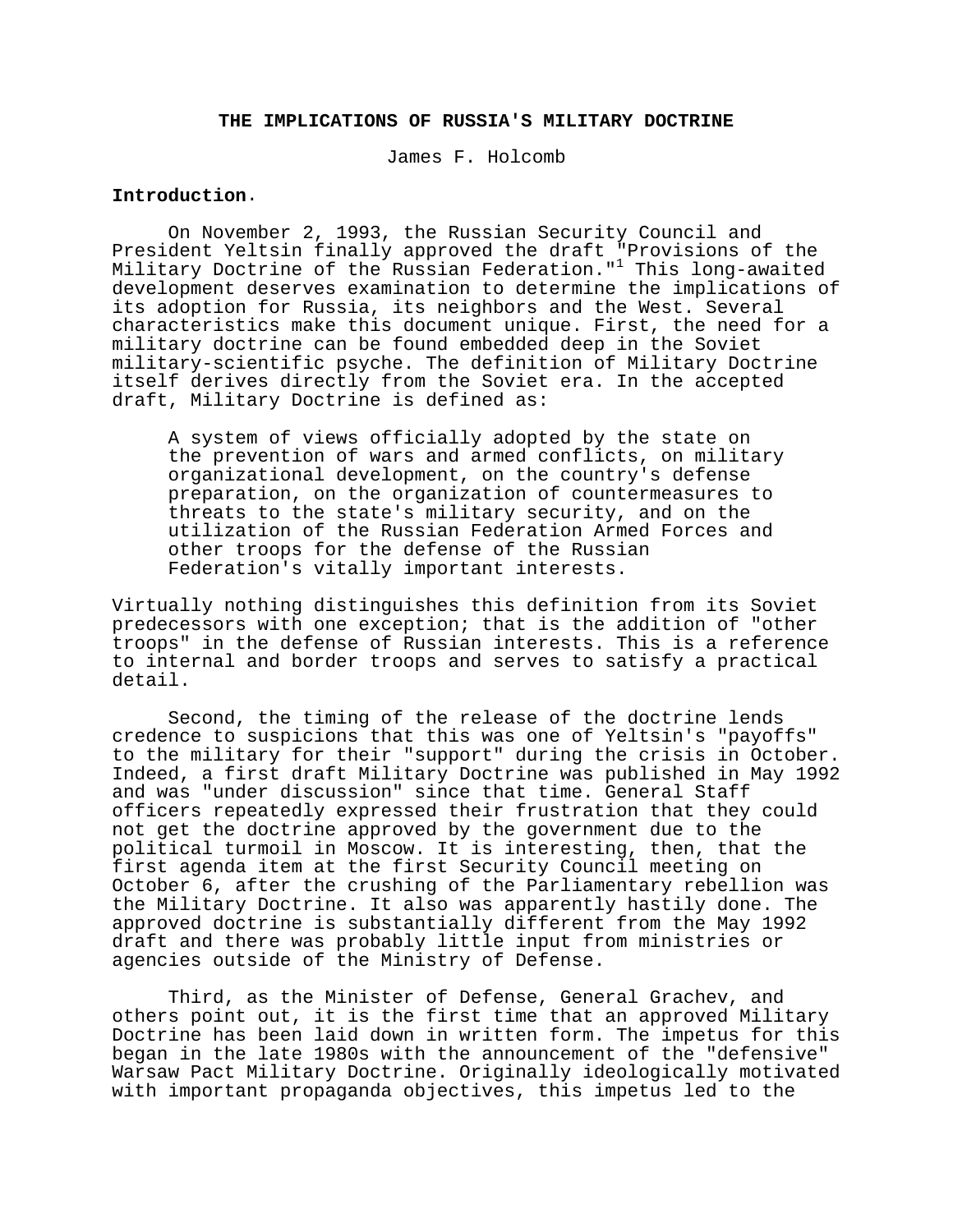# THE IMPLICATIONS OF RUSSIA'S MILITARY DOCTRINE

James F. Holcomb

**Introduction**.

On November 2, 1993, the Russian Security Council and President Yeltsin finally approved the draft "Provisions of the Military Doctrine of the Russian Federation."[1] This long-awaited development deserves examination to determine the implications of its adoption for Russia, its neighbors and the West. Several characteristics make this document unique. First, the need for a military doctrine can be found embedded deep in the Soviet military-scientific psyche. The definition of Military Doctrine itself derives directly from the Soviet era. In the accepted draft, Military Doctrine is defined as:

> A system of views officially adopted by the state on the prevention of wars and armed conflicts, on military organizational development, on the country's defense preparation, on the organization of countermeasures to threats to the state's military security, and on the utilization of the Russian Federation Armed Forces and other troops for the defense of the Russian Federation's vitally important interests.

Virtually nothing distinguishes this definition from its Soviet predecessors with one exception; that is the addition of "other troops" in the defense of Russian interests. This is a reference to internal and border troops and serves to satisfy a practical detail.

Second, the timing of the release of the doctrine lends credence to suspicions that this was one of Yeltsin's "payoffs" to the military for their "support" during the crisis in October. Indeed, a first draft Military Doctrine was published in May 1992 and was "under discussion" since that time. General Staff officers repeatedly expressed their frustration that they could not get the doctrine approved by the government due to the political turmoil in Moscow. It is interesting, then, that the first agenda item at the first Security Council meeting on October 6, after the crushing of the Parliamentary rebellion was the Military Doctrine. It also was apparently hastily done. The approved doctrine is substantially different from the May 1992 draft and there was probably little input from ministries or agencies outside of the Ministry of Defense.

Third, as the Minister of Defense, General Grachev, and others point out, it is the first time that an approved Military Doctrine has been laid down in written form. The impetus for this began in the late 1980s with the announcement of the "defensive" Warsaw Pact Military Doctrine. Originally ideologically motivated with important propaganda objectives, this impetus led to the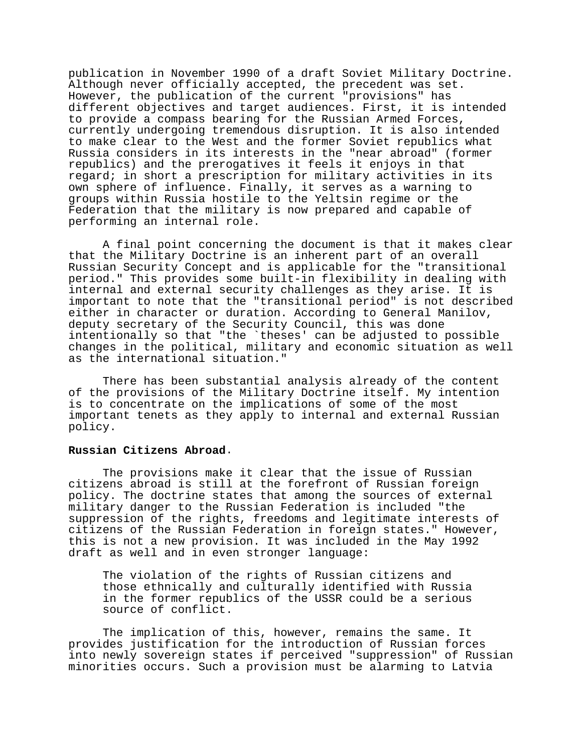publication in November 1990 of a draft Soviet Military Doctrine. Although never officially accepted, the precedent was set. However, the publication of the current "provisions" has different objectives and target audiences. First, it is intended to provide a compass bearing for the Russian Armed Forces, currently undergoing tremendous disruption. It is also intended to make clear to the West and the former Soviet republics what Russia considers in its interests in the "near abroad" (former republics) and the prerogatives it feels it enjoys in that regard; in short a prescription for military activities in its own sphere of influence. Finally, it serves as a warning to groups within Russia hostile to the Yeltsin regime or the Federation that the military is now prepared and capable of performing an internal role.

A final point concerning the document is that it makes clear that the Military Doctrine is an inherent part of an overall Russian Security Concept and is applicable for the "transitional period." This provides some built-in flexibility in dealing with internal and external security challenges as they arise. It is important to note that the "transitional period" is not described either in character or duration. According to General Manilov, deputy secretary of the Security Council, this was done intentionally so that "the `theses' can be adjusted to possible changes in the political, military and economic situation as well as the international situation."

There has been substantial analysis already of the content of the provisions of the Military Doctrine itself. My intention is to concentrate on the implications of some of the most important tenets as they apply to internal and external Russian policy.

**Russian Citizens Abroad**.

The provisions make it clear that the issue of Russian citizens abroad is still at the forefront of Russian foreign policy. The doctrine states that among the sources of external military danger to the Russian Federation is included "the suppression of the rights, freedoms and legitimate interests of citizens of the Russian Federation in foreign states." However, this is not a new provision. It was included in the May 1992 draft as well and in even stronger language:

> The violation of the rights of Russian citizens and those ethnically and culturally identified with Russia in the former republics of the USSR could be a serious source of conflict.

The implication of this, however, remains the same. It provides justification for the introduction of Russian forces into newly sovereign states if perceived "suppression" of Russian minorities occurs. Such a provision must be alarming to Latvia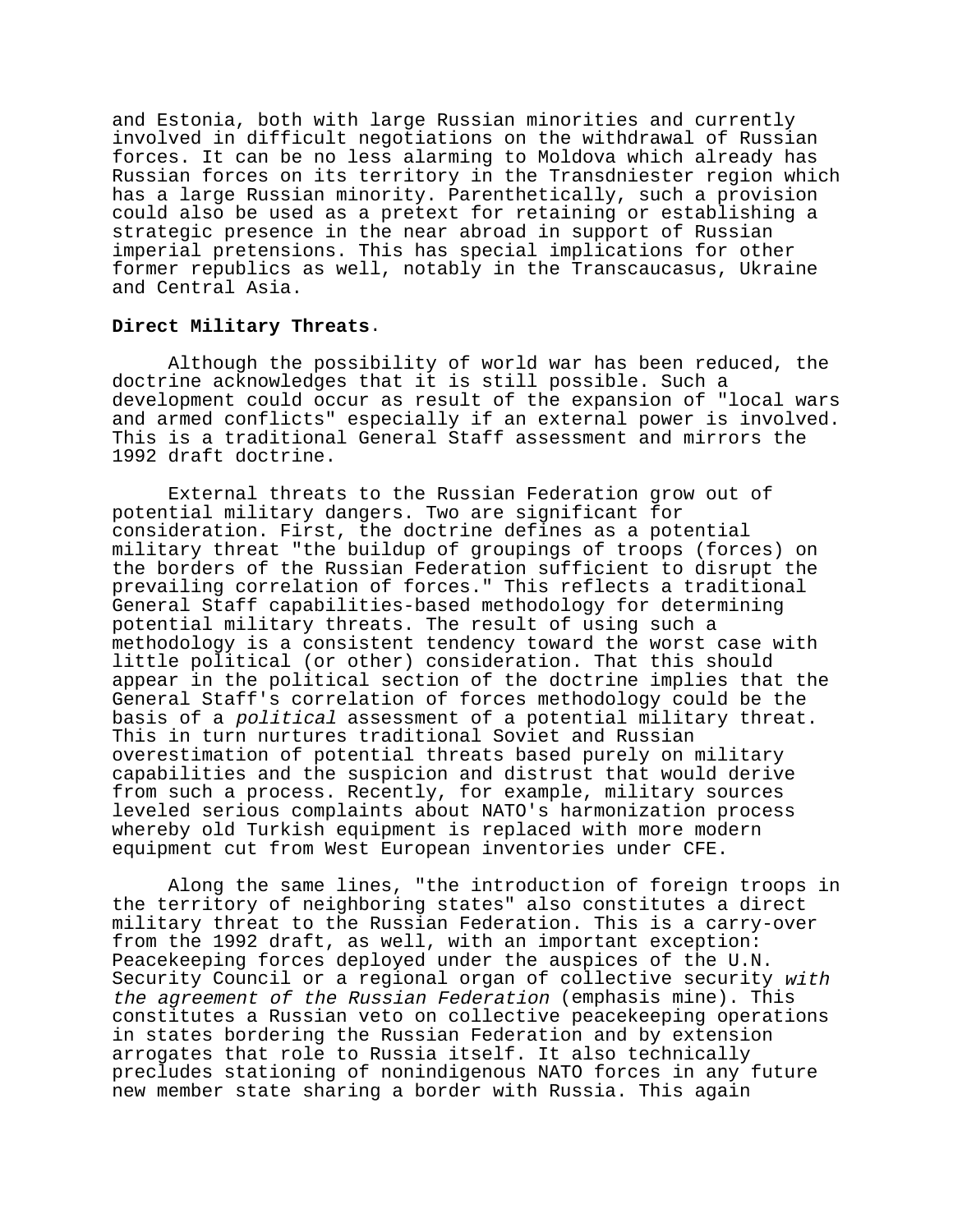and Estonia, both with large Russian minorities and currently involved in difficult negotiations on the withdrawal of Russian forces. It can be no less alarming to Moldova which already has Russian forces on its territory in the Transdniester region which has a large Russian minority. Parenthetically, such a provision could also be used as a pretext for retaining or establishing a strategic presence in the near abroad in support of Russian imperial pretensions. This has special implications for other former republics as well, notably in the Transcaucasus, Ukraine and Central Asia.

**Direct Military Threats**.

Although the possibility of world war has been reduced, the doctrine acknowledges that it is still possible. Such a development could occur as result of the expansion of "local wars and armed conflicts" especially if an external power is involved. This is a traditional General Staff assessment and mirrors the 1992 draft doctrine.

External threats to the Russian Federation grow out of potential military dangers. Two are significant for consideration. First, the doctrine defines as a potential military threat "the buildup of groupings of troops (forces) on the borders of the Russian Federation sufficient to disrupt the prevailing correlation of forces." This reflects a traditional General Staff capabilities-based methodology for determining potential military threats. The result of using such a methodology is a consistent tendency toward the worst case with little political (or other) consideration. That this should appear in the political section of the doctrine implies that the General Staff's correlation of forces methodology could be the basis of a *political* assessment of a potential military threat. This in turn nurtures traditional Soviet and Russian overestimation of potential threats based purely on military capabilities and the suspicion and distrust that would derive from such a process. Recently, for example, military sources leveled serious complaints about NATO's harmonization process whereby old Turkish equipment is replaced with more modern equipment cut from West European inventories under CFE.

Along the same lines, "the introduction of foreign troops in the territory of neighboring states" also constitutes a direct military threat to the Russian Federation. This is a carry-over from the 1992 draft, as well, with an important exception: Peacekeeping forces deployed under the auspices of the U.N. Security Council or a regional organ of collective security *with the agreement of the Russian Federation* (emphasis mine). This constitutes a Russian veto on collective peacekeeping operations in states bordering the Russian Federation and by extension arrogates that role to Russia itself. It also technically precludes stationing of nonindigenous NATO forces in any future new member state sharing a border with Russia. This again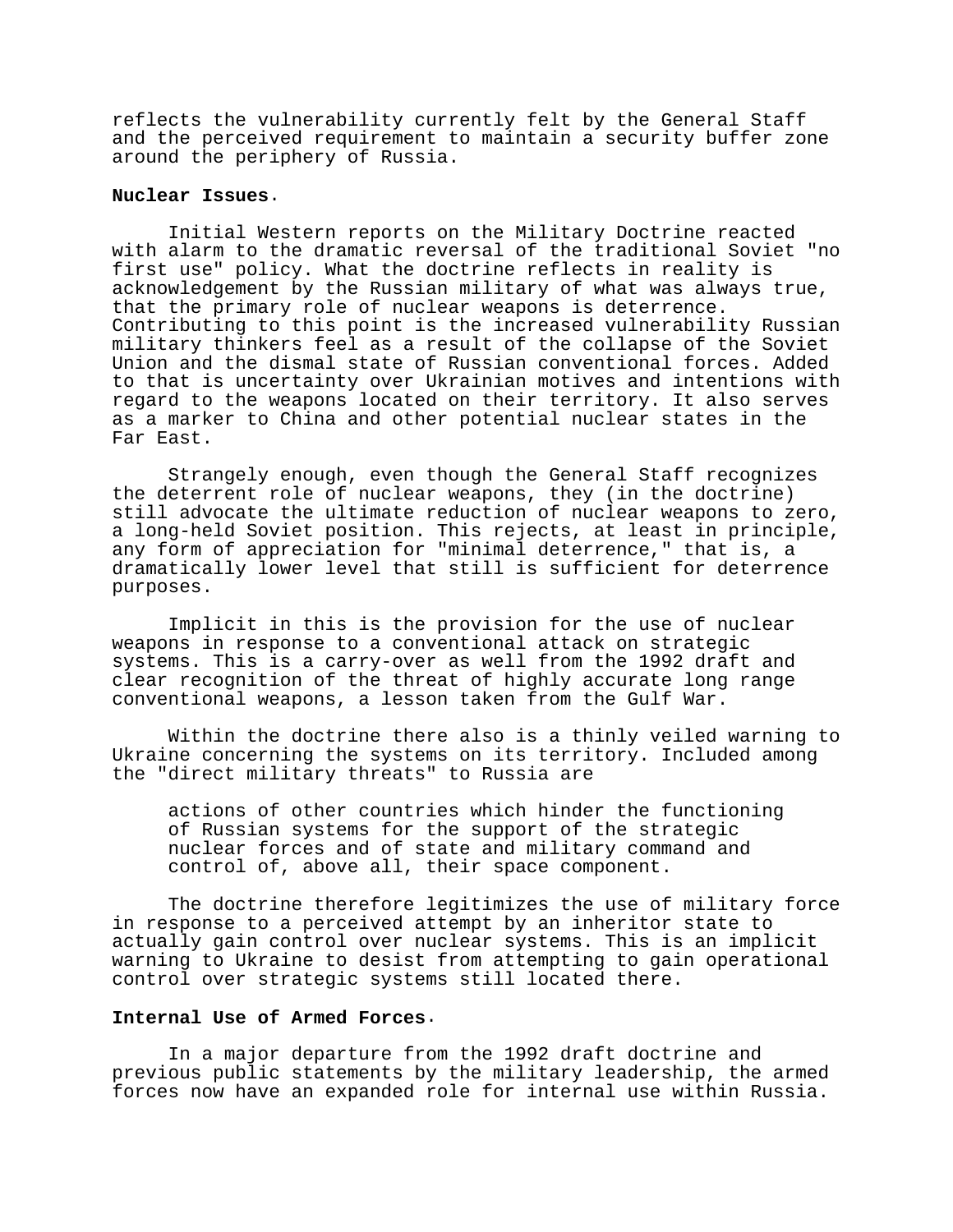reflects the vulnerability currently felt by the General Staff and the perceived requirement to maintain a security buffer zone around the periphery of Russia.

**Nuclear Issues**.

Initial Western reports on the Military Doctrine reacted with alarm to the dramatic reversal of the traditional Soviet "no first use" policy. What the doctrine reflects in reality is acknowledgement by the Russian military of what was always true, that the primary role of nuclear weapons is deterrence. Contributing to this point is the increased vulnerability Russian military thinkers feel as a result of the collapse of the Soviet Union and the dismal state of Russian conventional forces. Added to that is uncertainty over Ukrainian motives and intentions with regard to the weapons located on their territory. It also serves as a marker to China and other potential nuclear states in the Far East.

Strangely enough, even though the General Staff recognizes the deterrent role of nuclear weapons, they (in the doctrine) still advocate the ultimate reduction of nuclear weapons to zero, a long-held Soviet position. This rejects, at least in principle, any form of appreciation for "minimal deterrence," that is, a dramatically lower level that still is sufficient for deterrence purposes.

Implicit in this is the provision for the use of nuclear weapons in response to a conventional attack on strategic systems. This is a carry-over as well from the 1992 draft and clear recognition of the threat of highly accurate long range conventional weapons, a lesson taken from the Gulf War.

Within the doctrine there also is a thinly veiled warning to Ukraine concerning the systems on its territory. Included among the "direct military threats" to Russia are

> actions of other countries which hinder the functioning of Russian systems for the support of the strategic nuclear forces and of state and military command and control of, above all, their space component.

The doctrine therefore legitimizes the use of military force in response to a perceived attempt by an inheritor state to actually gain control over nuclear systems. This is an implicit warning to Ukraine to desist from attempting to gain operational control over strategic systems still located there.

**Internal Use of Armed Forces**.

In a major departure from the 1992 draft doctrine and previous public statements by the military leadership, the armed forces now have an expanded role for internal use within Russia.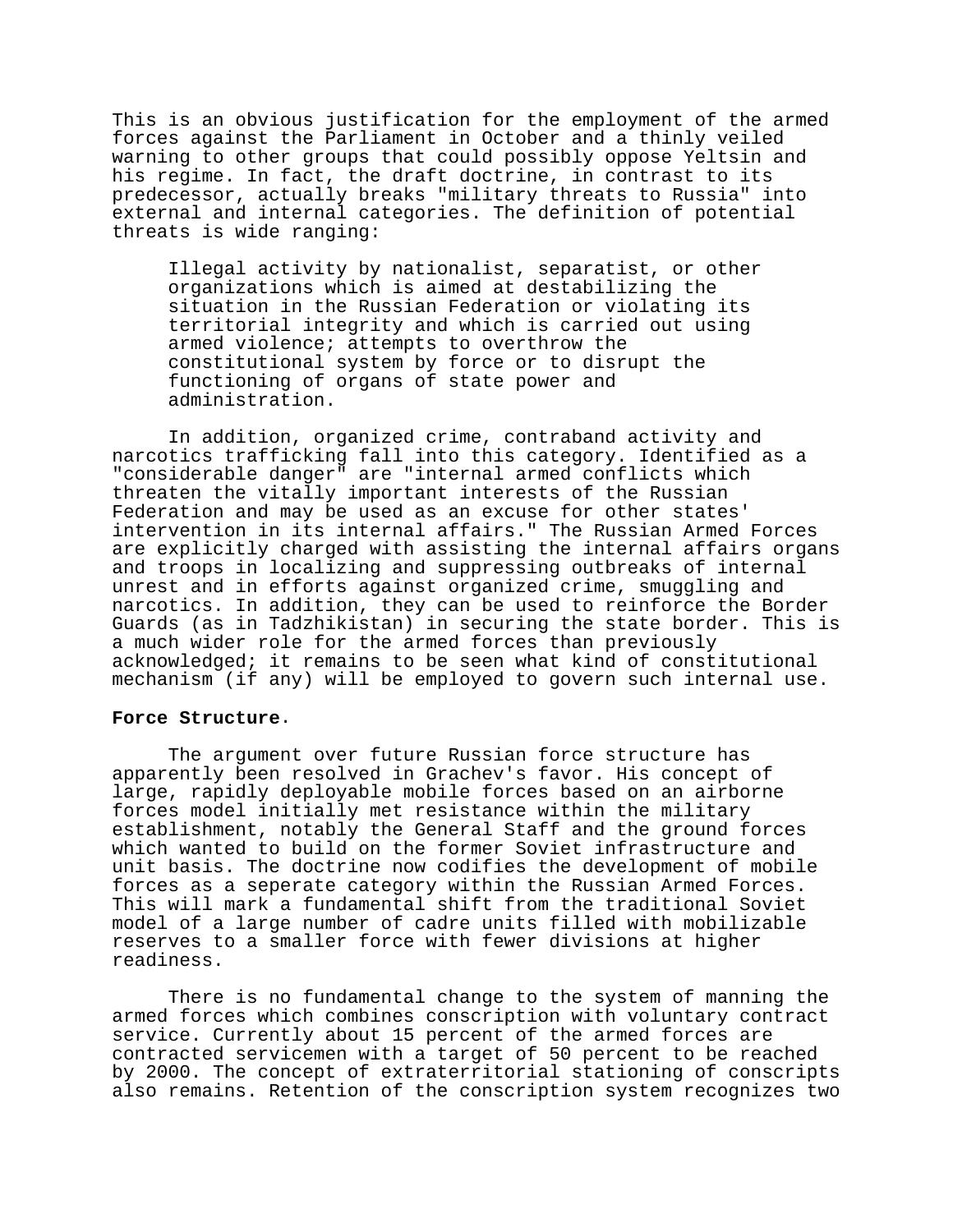This is an obvious justification for the employment of the armed forces against the Parliament in October and a thinly veiled warning to other groups that could possibly oppose Yeltsin and his regime. In fact, the draft doctrine, in contrast to its predecessor, actually breaks "military threats to Russia" into external and internal categories. The definition of potential threats is wide ranging:

> Illegal activity by nationalist, separatist, or other organizations which is aimed at destabilizing the situation in the Russian Federation or violating its territorial integrity and which is carried out using armed violence; attempts to overthrow the constitutional system by force or to disrupt the functioning of organs of state power and administration.

In addition, organized crime, contraband activity and narcotics trafficking fall into this category. Identified as a "considerable danger" are "internal armed conflicts which threaten the vitally important interests of the Russian Federation and may be used as an excuse for other states' intervention in its internal affairs." The Russian Armed Forces are explicitly charged with assisting the internal affairs organs and troops in localizing and suppressing outbreaks of internal unrest and in efforts against organized crime, smuggling and narcotics. In addition, they can be used to reinforce the Border Guards (as in Tadzhikistan) in securing the state border. This is a much wider role for the armed forces than previously acknowledged; it remains to be seen what kind of constitutional mechanism (if any) will be employed to govern such internal use.

**Force Structure**.

The argument over future Russian force structure has apparently been resolved in Grachev's favor. His concept of large, rapidly deployable mobile forces based on an airborne forces model initially met resistance within the military establishment, notably the General Staff and the ground forces which wanted to build on the former Soviet infrastructure and unit basis. The doctrine now codifies the development of mobile forces as a seperate category within the Russian Armed Forces. This will mark a fundamental shift from the traditional Soviet model of a large number of cadre units filled with mobilizable reserves to a smaller force with fewer divisions at higher readiness.

There is no fundamental change to the system of manning the armed forces which combines conscription with voluntary contract service. Currently about 15 percent of the armed forces are contracted servicemen with a target of 50 percent to be reached by 2000. The concept of extraterritorial stationing of conscripts also remains. Retention of the conscription system recognizes two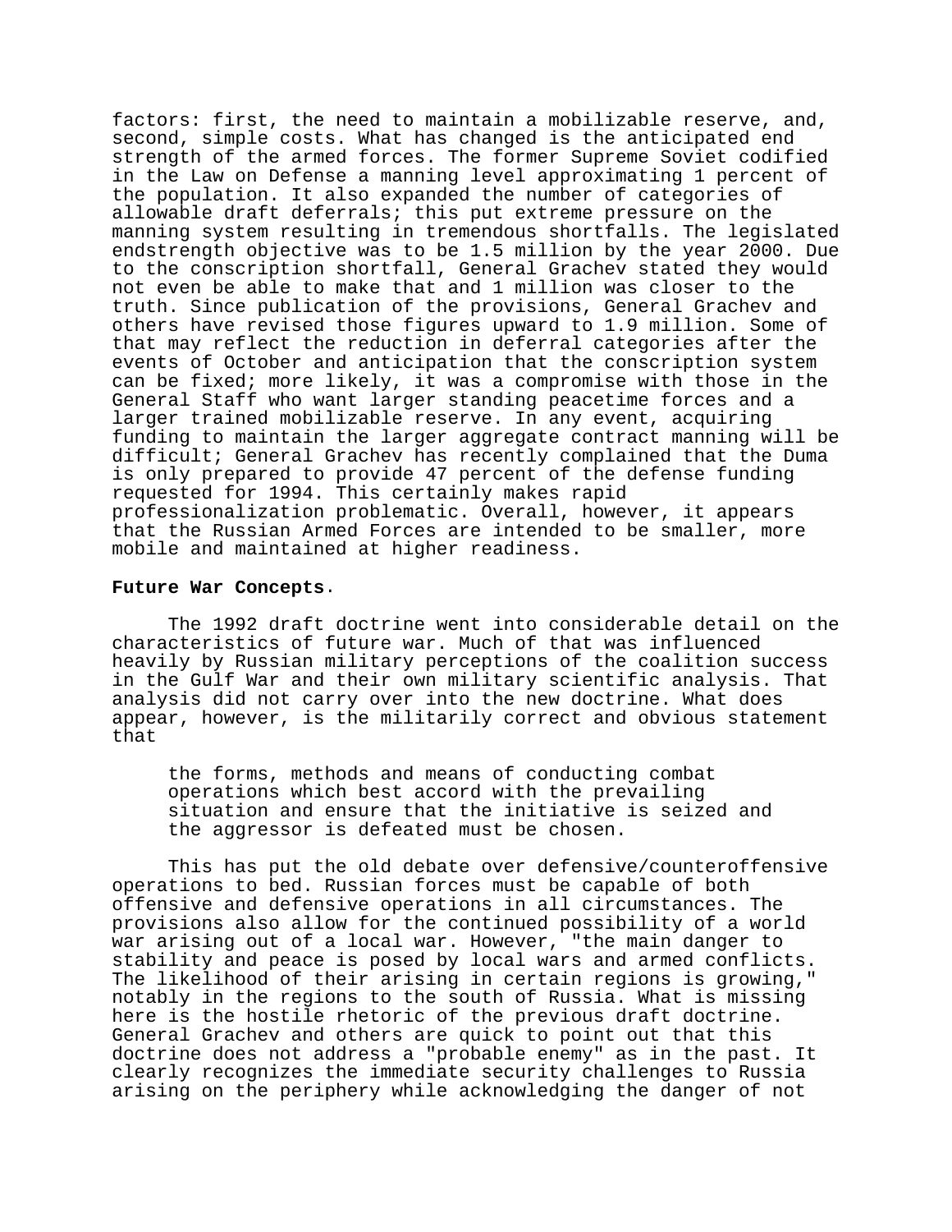factors: first, the need to maintain a mobilizable reserve, and, second, simple costs. What has changed is the anticipated end strength of the armed forces. The former Supreme Soviet codified in the Law on Defense a manning level approximating 1 percent of the population. It also expanded the number of categories of allowable draft deferrals; this put extreme pressure on the manning system resulting in tremendous shortfalls. The legislated endstrength objective was to be 1.5 million by the year 2000. Due to the conscription shortfall, General Grachev stated they would not even be able to make that and 1 million was closer to the truth. Since publication of the provisions, General Grachev and others have revised those figures upward to 1.9 million. Some of that may reflect the reduction in deferral categories after the events of October and anticipation that the conscription system can be fixed; more likely, it was a compromise with those in the General Staff who want larger standing peacetime forces and a larger trained mobilizable reserve. In any event, acquiring funding to maintain the larger aggregate contract manning will be difficult; General Grachev has recently complained that the Duma is only prepared to provide 47 percent of the defense funding requested for 1994. This certainly makes rapid professionalization problematic. Overall, however, it appears that the Russian Armed Forces are intended to be smaller, more mobile and maintained at higher readiness.

**Future War Concepts**.

The 1992 draft doctrine went into considerable detail on the characteristics of future war. Much of that was influenced heavily by Russian military perceptions of the coalition success in the Gulf War and their own military scientific analysis. That analysis did not carry over into the new doctrine. What does appear, however, is the militarily correct and obvious statement that

> the forms, methods and means of conducting combat operations which best accord with the prevailing situation and ensure that the initiative is seized and the aggressor is defeated must be chosen.

This has put the old debate over defensive/counteroffensive operations to bed. Russian forces must be capable of both offensive and defensive operations in all circumstances. The provisions also allow for the continued possibility of a world war arising out of a local war. However, "the main danger to stability and peace is posed by local wars and armed conflicts. The likelihood of their arising in certain regions is growing," notably in the regions to the south of Russia. What is missing here is the hostile rhetoric of the previous draft doctrine. General Grachev and others are quick to point out that this doctrine does not address a "probable enemy" as in the past. It clearly recognizes the immediate security challenges to Russia arising on the periphery while acknowledging the danger of not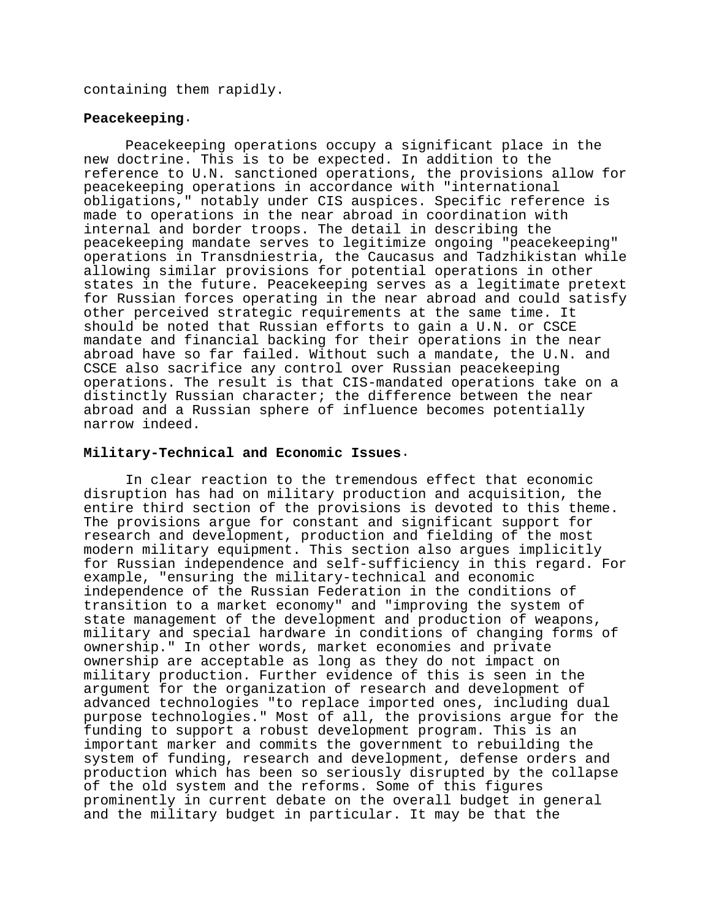containing them rapidly.

**Peacekeeping.**

Peacekeeping operations occupy a significant place in the new doctrine. This is to be expected. In addition to the reference to U.N. sanctioned operations, the provisions allow for peacekeeping operations in accordance with "international obligations," notably under CIS auspices. Specific reference is made to operations in the near abroad in coordination with internal and border troops. The detail in describing the peacekeeping mandate serves to legitimize ongoing "peacekeeping" operations in Transdniestria, the Caucasus and Tadzhikistan while allowing similar provisions for potential operations in other states in the future. Peacekeeping serves as a legitimate pretext for Russian forces operating in the near abroad and could satisfy other perceived strategic requirements at the same time. It should be noted that Russian efforts to gain a U.N. or CSCE mandate and financial backing for their operations in the near abroad have so far failed. Without such a mandate, the U.N. and CSCE also sacrifice any control over Russian peacekeeping operations. The result is that CIS-mandated operations take on a distinctly Russian character; the difference between the near abroad and a Russian sphere of influence becomes potentially narrow indeed.

**Military-Technical and Economic Issues.**

In clear reaction to the tremendous effect that economic disruption has had on military production and acquisition, the entire third section of the provisions is devoted to this theme. The provisions argue for constant and significant support for research and development, production and fielding of the most modern military equipment. This section also argues implicitly for Russian independence and self-sufficiency in this regard. For example, "ensuring the military-technical and economic independence of the Russian Federation in the conditions of transition to a market economy" and "improving the system of state management of the development and production of weapons, military and special hardware in conditions of changing forms of ownership." In other words, market economies and private ownership are acceptable as long as they do not impact on military production. Further evidence of this is seen in the argument for the organization of research and development of advanced technologies "to replace imported ones, including dual purpose technologies." Most of all, the provisions argue for the funding to support a robust development program. This is an important marker and commits the government to rebuilding the system of funding, research and development, defense orders and production which has been so seriously disrupted by the collapse of the old system and the reforms. Some of this figures prominently in current debate on the overall budget in general and the military budget in particular. It may be that the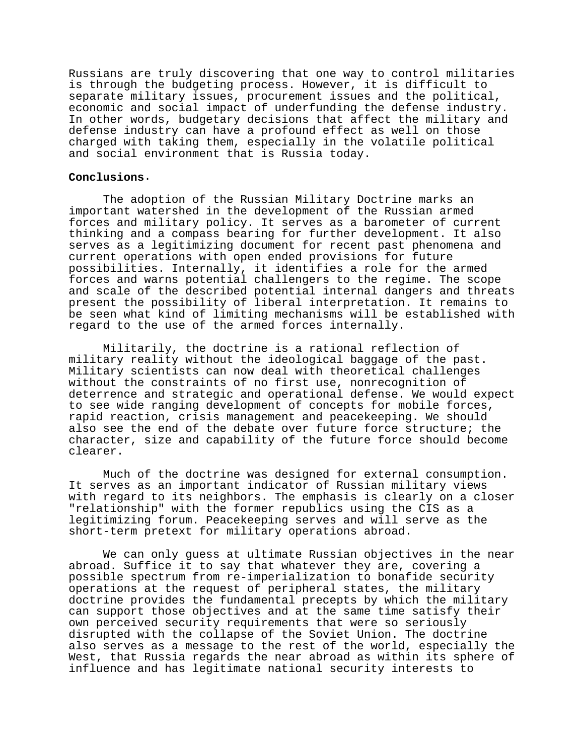Russians are truly discovering that one way to control militaries is through the budgeting process. However, it is difficult to separate military issues, procurement issues and the political, economic and social impact of underfunding the defense industry. In other words, budgetary decisions that affect the military and defense industry can have a profound effect as well on those charged with taking them, especially in the volatile political and social environment that is Russia today.

**Conclusions.**

The adoption of the Russian Military Doctrine marks an important watershed in the development of the Russian armed forces and military policy. It serves as a barometer of current thinking and a compass bearing for further development. It also serves as a legitimizing document for recent past phenomena and current operations with open ended provisions for future possibilities. Internally, it identifies a role for the armed forces and warns potential challengers to the regime. The scope and scale of the described potential internal dangers and threats present the possibility of liberal interpretation. It remains to be seen what kind of limiting mechanisms will be established with regard to the use of the armed forces internally.

Militarily, the doctrine is a rational reflection of military reality without the ideological baggage of the past. Military scientists can now deal with theoretical challenges without the constraints of no first use, nonrecognition of deterrence and strategic and operational defense. We would expect to see wide ranging development of concepts for mobile forces, rapid reaction, crisis management and peacekeeping. We should also see the end of the debate over future force structure; the character, size and capability of the future force should become clearer.

Much of the doctrine was designed for external consumption. It serves as an important indicator of Russian military views with regard to its neighbors. The emphasis is clearly on a closer "relationship" with the former republics using the CIS as a legitimizing forum. Peacekeeping serves and will serve as the short-term pretext for military operations abroad.

We can only guess at ultimate Russian objectives in the near abroad. Suffice it to say that whatever they are, covering a possible spectrum from re-imperialization to bonafide security operations at the request of peripheral states, the military doctrine provides the fundamental precepts by which the military can support those objectives and at the same time satisfy their own perceived security requirements that were so seriously disrupted with the collapse of the Soviet Union. The doctrine also serves as a message to the rest of the world, especially the West, that Russia regards the near abroad as within its sphere of influence and has legitimate national security interests to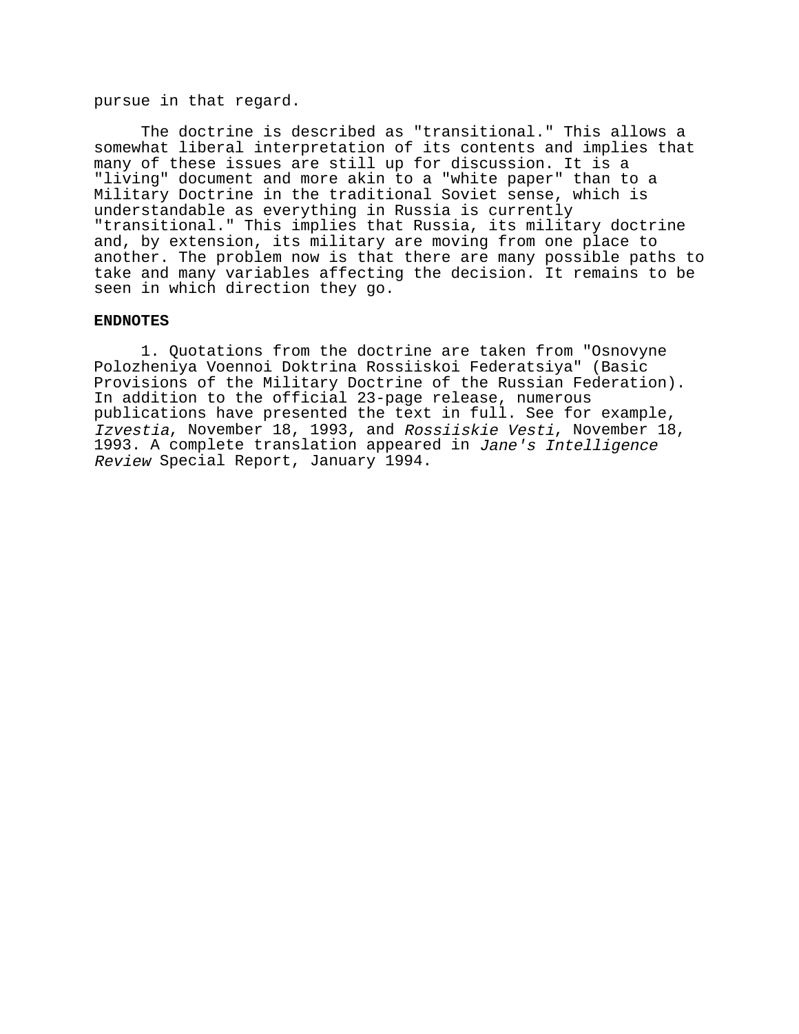pursue in that regard.

The doctrine is described as "transitional." This allows a somewhat liberal interpretation of its contents and implies that many of these issues are still up for discussion. It is a "living" document and more akin to a "white paper" than to a Military Doctrine in the traditional Soviet sense, which is understandable as everything in Russia is currently "transitional." This implies that Russia, its military doctrine and, by extension, its military are moving from one place to another. The problem now is that there are many possible paths to take and many variables affecting the decision. It remains to be seen in which direction they go.

**ENDNOTES**

1. Quotations from the doctrine are taken from "Osnovyne Polozheniya Voennoi Doktrina Rossiiskoi Federatsiya" (Basic Provisions of the Military Doctrine of the Russian Federation). In addition to the official 23-page release, numerous publications have presented the text in full. See for example, *Izvestia*, November 18, 1993, and *Rossiiskie Vesti*, November 18, 1993. A complete translation appeared in *Jane's Intelligence Review* Special Report, January 1994.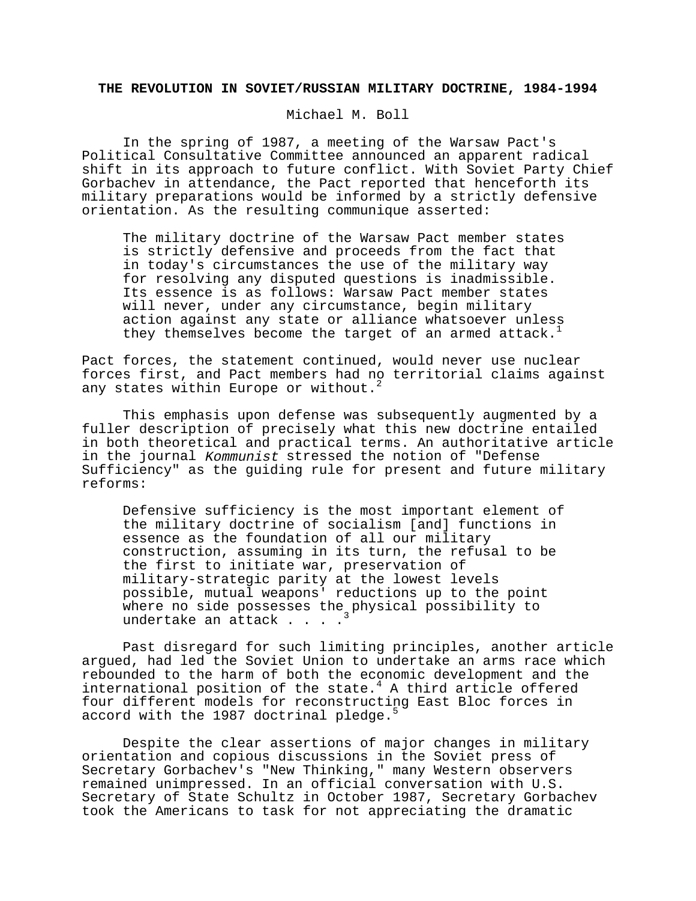## THE REVOLUTION IN SOVIET/RUSSIAN MILITARY DOCTRINE, 1984-1994

Michael M. Boll

In the spring of 1987, a meeting of the Warsaw Pact's Political Consultative Committee announced an apparent radical shift in its approach to future conflict. With Soviet Party Chief Gorbachev in attendance, the Pact reported that henceforth its military preparations would be informed by a strictly defensive orientation. As the resulting communique asserted:

> The military doctrine of the Warsaw Pact member states is strictly defensive and proceeds from the fact that in today's circumstances the use of the military way for resolving any disputed questions is inadmissible. Its essence is as follows: Warsaw Pact member states will never, under any circumstance, begin military action against any state or alliance whatsoever unless they themselves become the target of an armed attack.[1]

Pact forces, the statement continued, would never use nuclear forces first, and Pact members had no territorial claims against any states within Europe or without.[2]

This emphasis upon defense was subsequently augmented by a fuller description of precisely what this new doctrine entailed in both theoretical and practical terms. An authoritative article in the journal *Kommunist* stressed the notion of "Defense Sufficiency" as the guiding rule for present and future military reforms:

> Defensive sufficiency is the most important element of the military doctrine of socialism [and] functions in essence as the foundation of all our military construction, assuming in its turn, the refusal to be the first to initiate war, preservation of military-strategic parity at the lowest levels possible, mutual weapons' reductions up to the point where no side possesses the physical possibility to undertake an attack . . . .[3]

Past disregard for such limiting principles, another article argued, had led the Soviet Union to undertake an arms race which rebounded to the harm of both the economic development and the international position of the state.[4] A third article offered four different models for reconstructing East Bloc forces in accord with the 1987 doctrinal pledge.[5]

Despite the clear assertions of major changes in military orientation and copious discussions in the Soviet press of Secretary Gorbachev's "New Thinking," many Western observers remained unimpressed. In an official conversation with U.S. Secretary of State Schultz in October 1987, Secretary Gorbachev took the Americans to task for not appreciating the dramatic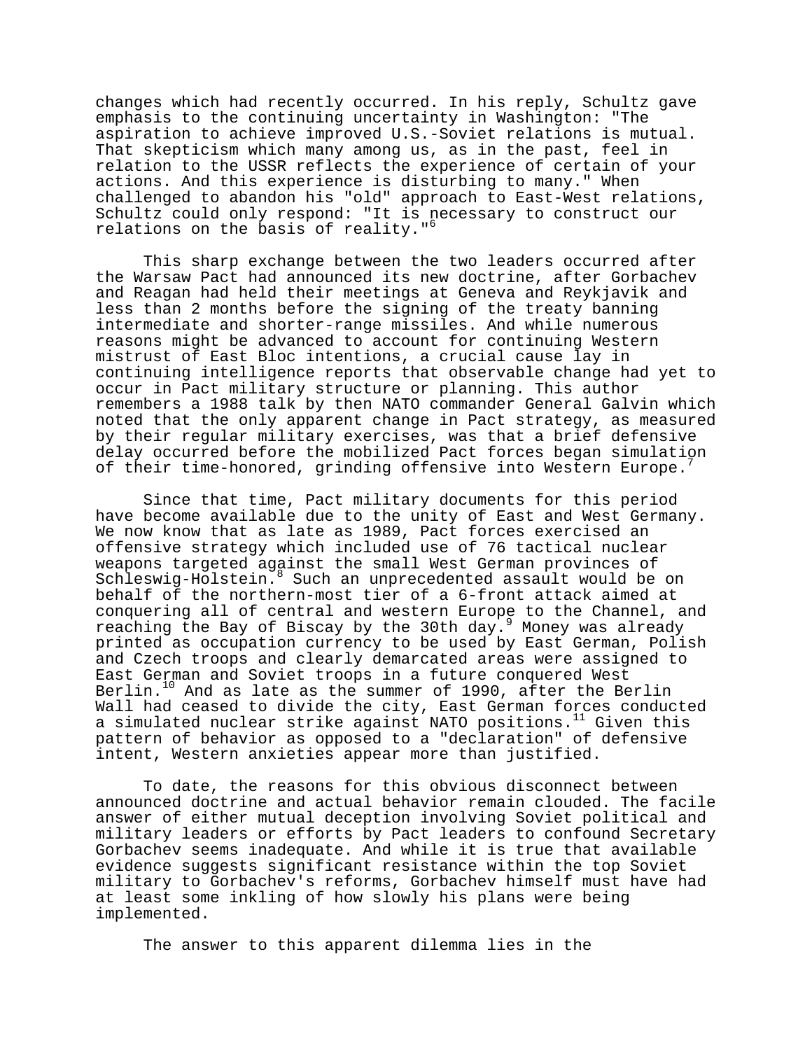changes which had recently occurred. In his reply, Schultz gave emphasis to the continuing uncertainty in Washington: "The aspiration to achieve improved U.S.-Soviet relations is mutual. That skepticism which many among us, as in the past, feel in relation to the USSR reflects the experience of certain of your actions. And this experience is disturbing to many." When challenged to abandon his "old" approach to East-West relations, Schultz could only respond: "It is necessary to construct our relations on the basis of reality."[6]

This sharp exchange between the two leaders occurred after the Warsaw Pact had announced its new doctrine, after Gorbachev and Reagan had held their meetings at Geneva and Reykjavik and less than 2 months before the signing of the treaty banning intermediate and shorter-range missiles. And while numerous reasons might be advanced to account for continuing Western mistrust of East Bloc intentions, a crucial cause lay in continuing intelligence reports that observable change had yet to occur in Pact military structure or planning. This author remembers a 1988 talk by then NATO commander General Galvin which noted that the only apparent change in Pact strategy, as measured by their regular military exercises, was that a brief defensive delay occurred before the mobilized Pact forces began simulation of their time-honored, grinding offensive into Western Europe.[7]

Since that time, Pact military documents for this period have become available due to the unity of East and West Germany. We now know that as late as 1989, Pact forces exercised an offensive strategy which included use of 76 tactical nuclear weapons targeted against the small West German provinces of Schleswig-Holstein.[8] Such an unprecedented assault would be on behalf of the northern-most tier of a 6-front attack aimed at conquering all of central and western Europe to the Channel, and reaching the Bay of Biscay by the 30th day.[9] Money was already printed as occupation currency to be used by East German, Polish and Czech troops and clearly demarcated areas were assigned to East German and Soviet troops in a future conquered West Berlin.[10] And as late as the summer of 1990, after the Berlin Wall had ceased to divide the city, East German forces conducted a simulated nuclear strike against NATO positions.[11] Given this pattern of behavior as opposed to a "declaration" of defensive intent, Western anxieties appear more than justified.

To date, the reasons for this obvious disconnect between announced doctrine and actual behavior remain clouded. The facile answer of either mutual deception involving Soviet political and military leaders or efforts by Pact leaders to confound Secretary Gorbachev seems inadequate. And while it is true that available evidence suggests significant resistance within the top Soviet military to Gorbachev's reforms, Gorbachev himself must have had at least some inkling of how slowly his plans were being implemented.

The answer to this apparent dilemma lies in the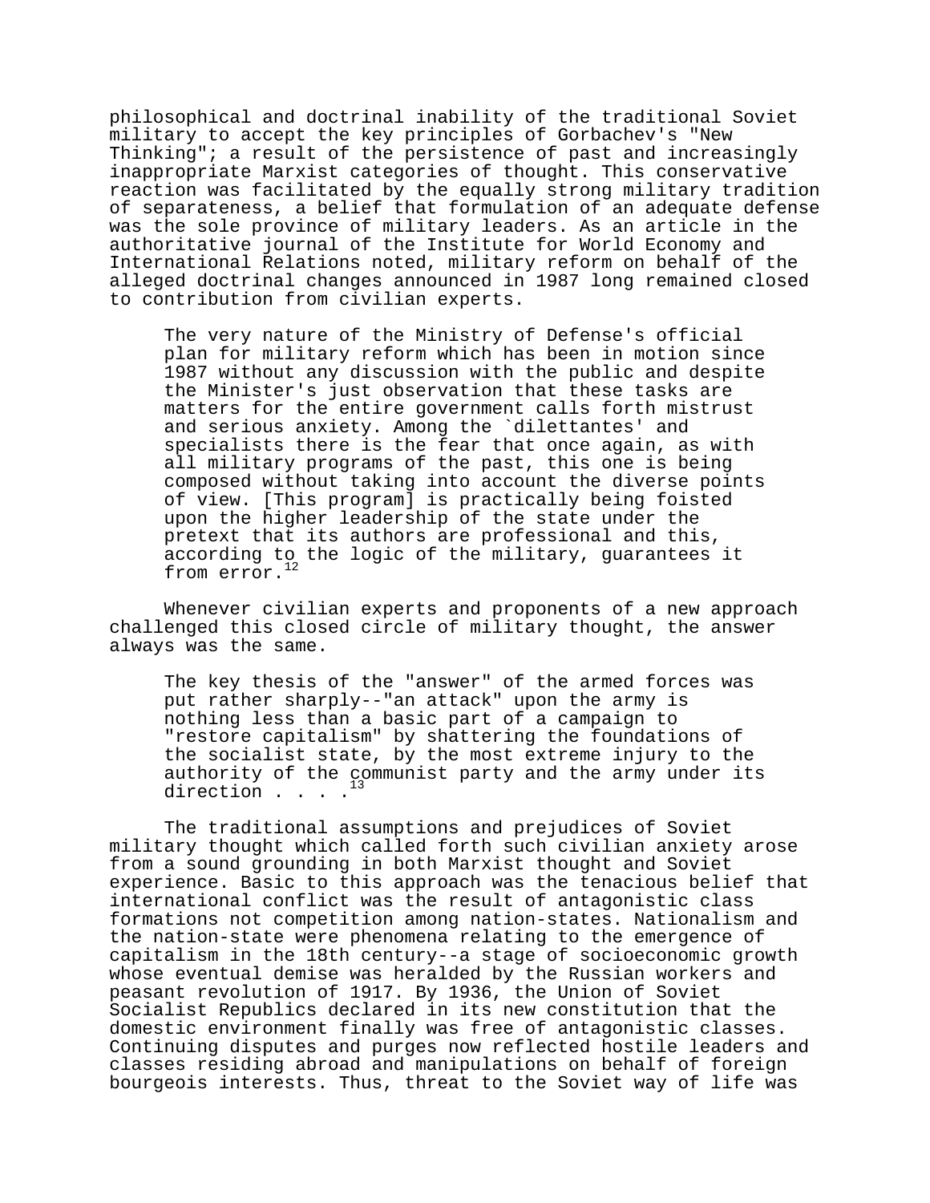philosophical and doctrinal inability of the traditional Soviet military to accept the key principles of Gorbachev's "New Thinking"; a result of the persistence of past and increasingly inappropriate Marxist categories of thought. This conservative reaction was facilitated by the equally strong military tradition of separateness, a belief that formulation of an adequate defense was the sole province of military leaders. As an article in the authoritative journal of the Institute for World Economy and International Relations noted, military reform on behalf of the alleged doctrinal changes announced in 1987 long remained closed to contribution from civilian experts.

> The very nature of the Ministry of Defense's official plan for military reform which has been in motion since 1987 without any discussion with the public and despite the Minister's just observation that these tasks are matters for the entire government calls forth mistrust and serious anxiety. Among the `dilettantes' and specialists there is the fear that once again, as with all military programs of the past, this one is being composed without taking into account the diverse points of view. [This program] is practically being foisted upon the higher leadership of the state under the pretext that its authors are professional and this, according to the logic of the military, guarantees it from error.[12]

Whenever civilian experts and proponents of a new approach challenged this closed circle of military thought, the answer always was the same.

> The key thesis of the "answer" of the armed forces was put rather sharply--"an attack" upon the army is nothing less than a basic part of a campaign to "restore capitalism" by shattering the foundations of the socialist state, by the most extreme injury to the authority of the communist party and the army under its direction . . . .[13]

The traditional assumptions and prejudices of Soviet military thought which called forth such civilian anxiety arose from a sound grounding in both Marxist thought and Soviet experience. Basic to this approach was the tenacious belief that international conflict was the result of antagonistic class formations not competition among nation-states. Nationalism and the nation-state were phenomena relating to the emergence of capitalism in the 18th century--a stage of socioeconomic growth whose eventual demise was heralded by the Russian workers and peasant revolution of 1917. By 1936, the Union of Soviet Socialist Republics declared in its new constitution that the domestic environment finally was free of antagonistic classes. Continuing disputes and purges now reflected hostile leaders and classes residing abroad and manipulations on behalf of foreign bourgeois interests. Thus, threat to the Soviet way of life was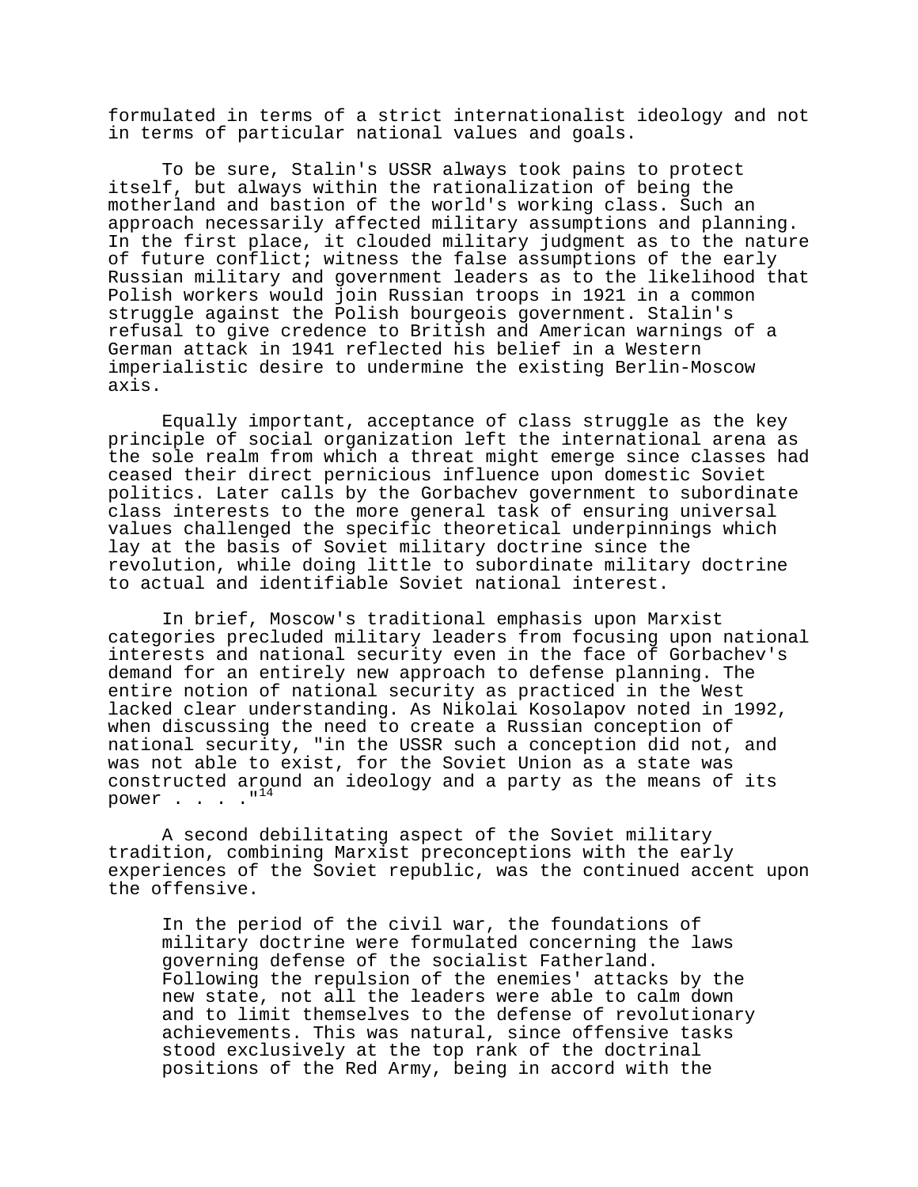formulated in terms of a strict internationalist ideology and not in terms of particular national values and goals.

To be sure, Stalin's USSR always took pains to protect itself, but always within the rationalization of being the motherland and bastion of the world's working class. Such an approach necessarily affected military assumptions and planning. In the first place, it clouded military judgment as to the nature of future conflict; witness the false assumptions of the early Russian military and government leaders as to the likelihood that Polish workers would join Russian troops in 1921 in a common struggle against the Polish bourgeois government. Stalin's refusal to give credence to British and American warnings of a German attack in 1941 reflected his belief in a Western imperialistic desire to undermine the existing Berlin-Moscow axis.

Equally important, acceptance of class struggle as the key principle of social organization left the international arena as the sole realm from which a threat might emerge since classes had ceased their direct pernicious influence upon domestic Soviet politics. Later calls by the Gorbachev government to subordinate class interests to the more general task of ensuring universal values challenged the specific theoretical underpinnings which lay at the basis of Soviet military doctrine since the revolution, while doing little to subordinate military doctrine to actual and identifiable Soviet national interest.

In brief, Moscow's traditional emphasis upon Marxist categories precluded military leaders from focusing upon national interests and national security even in the face of Gorbachev's demand for an entirely new approach to defense planning. The entire notion of national security as practiced in the West lacked clear understanding. As Nikolai Kosolapov noted in 1992, when discussing the need to create a Russian conception of national security, "in the USSR such a conception did not, and was not able to exist, for the Soviet Union as a state was constructed around an ideology and a party as the means of its power . . . ."[14]

A second debilitating aspect of the Soviet military tradition, combining Marxist preconceptions with the early experiences of the Soviet republic, was the continued accent upon the offensive.

> In the period of the civil war, the foundations of military doctrine were formulated concerning the laws governing defense of the socialist Fatherland. Following the repulsion of the enemies' attacks by the new state, not all the leaders were able to calm down and to limit themselves to the defense of revolutionary achievements. This was natural, since offensive tasks stood exclusively at the top rank of the doctrinal positions of the Red Army, being in accord with the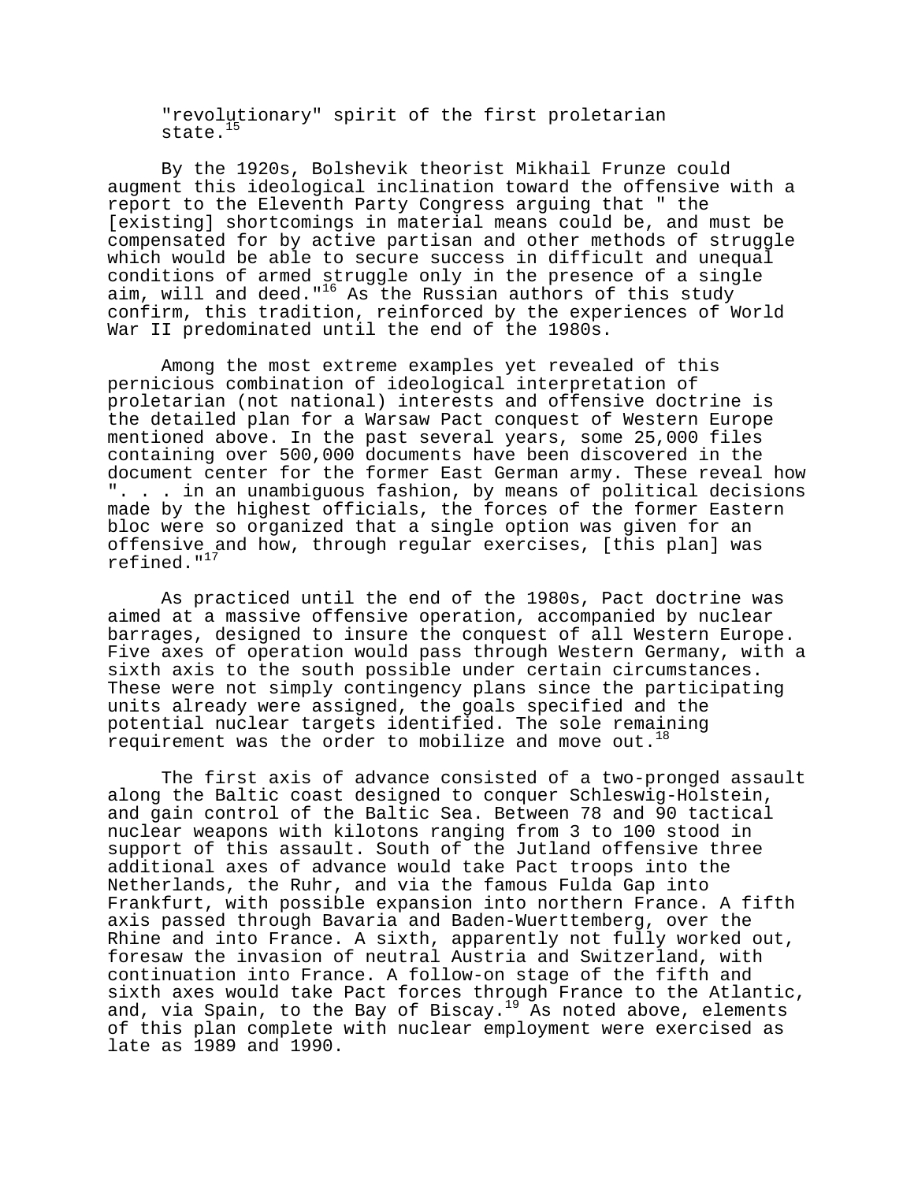"revolutionary" spirit of the first proletarian state.[15]

By the 1920s, Bolshevik theorist Mikhail Frunze could augment this ideological inclination toward the offensive with a report to the Eleventh Party Congress arguing that " the [existing] shortcomings in material means could be, and must be compensated for by active partisan and other methods of struggle which would be able to secure success in difficult and unequal conditions of armed struggle only in the presence of a single aim, will and deed."[16] As the Russian authors of this study confirm, this tradition, reinforced by the experiences of World War II predominated until the end of the 1980s.

Among the most extreme examples yet revealed of this pernicious combination of ideological interpretation of proletarian (not national) interests and offensive doctrine is the detailed plan for a Warsaw Pact conquest of Western Europe mentioned above. In the past several years, some 25,000 files containing over 500,000 documents have been discovered in the document center for the former East German army. These reveal how ". . . in an unambiguous fashion, by means of political decisions made by the highest officials, the forces of the former Eastern bloc were so organized that a single option was given for an offensive and how, through regular exercises, [this plan] was refined."[17]

As practiced until the end of the 1980s, Pact doctrine was aimed at a massive offensive operation, accompanied by nuclear barrages, designed to insure the conquest of all Western Europe. Five axes of operation would pass through Western Germany, with a sixth axis to the south possible under certain circumstances. These were not simply contingency plans since the participating units already were assigned, the goals specified and the potential nuclear targets identified. The sole remaining requirement was the order to mobilize and move out.[18]

The first axis of advance consisted of a two-pronged assault along the Baltic coast designed to conquer Schleswig-Holstein, and gain control of the Baltic Sea. Between 78 and 90 tactical nuclear weapons with kilotons ranging from 3 to 100 stood in support of this assault. South of the Jutland offensive three additional axes of advance would take Pact troops into the Netherlands, the Ruhr, and via the famous Fulda Gap into Frankfurt, with possible expansion into northern France. A fifth axis passed through Bavaria and Baden-Wuerttemberg, over the Rhine and into France. A sixth, apparently not fully worked out, foresaw the invasion of neutral Austria and Switzerland, with continuation into France. A follow-on stage of the fifth and sixth axes would take Pact forces through France to the Atlantic, and, via Spain, to the Bay of Biscay.[19] As noted above, elements of this plan complete with nuclear employment were exercised as late as 1989 and 1990.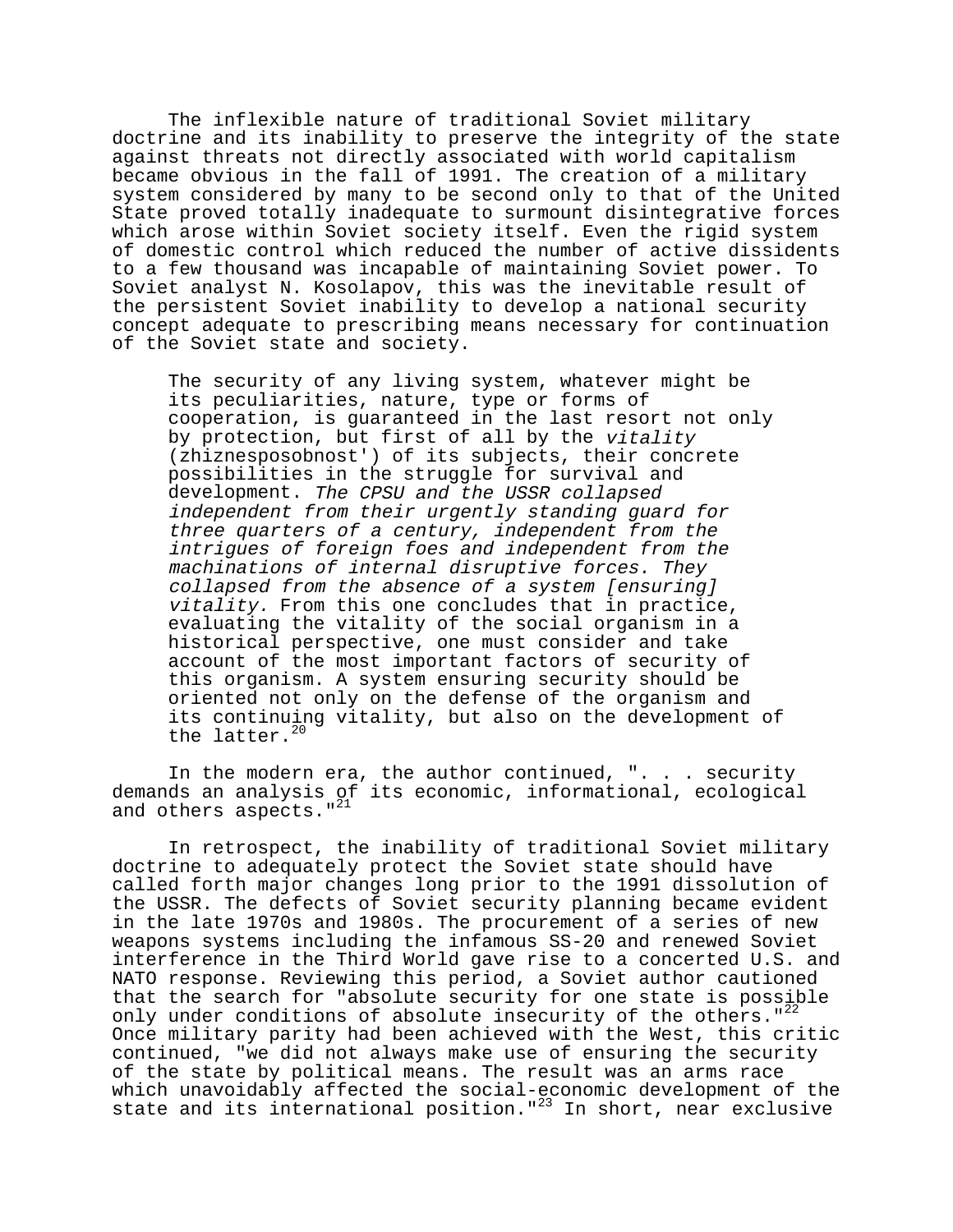The inflexible nature of traditional Soviet military doctrine and its inability to preserve the integrity of the state against threats not directly associated with world capitalism became obvious in the fall of 1991. The creation of a military system considered by many to be second only to that of the United State proved totally inadequate to surmount disintegrative forces which arose within Soviet society itself. Even the rigid system of domestic control which reduced the number of active dissidents to a few thousand was incapable of maintaining Soviet power. To Soviet analyst N. Kosolapov, this was the inevitable result of the persistent Soviet inability to develop a national security concept adequate to prescribing means necessary for continuation of the Soviet state and society.

> The security of any living system, whatever might be its peculiarities, nature, type or forms of cooperation, is guaranteed in the last resort not only by protection, but first of all by the *vitality* (zhiznesposobnost') of its subjects, their concrete possibilities in the struggle for survival and development. *The CPSU and the USSR collapsed independent from their urgently standing guard for three quarters of a century, independent from the intrigues of foreign foes and independent from the machinations of internal disruptive forces. They collapsed from the absence of a system [ensuring] vitality.* From this one concludes that in practice, evaluating the vitality of the social organism in a historical perspective, one must consider and take account of the most important factors of security of this organism. A system ensuring security should be oriented not only on the defense of the organism and its continuing vitality, but also on the development of the latter.[20]

In the modern era, the author continued, ". . . security demands an analysis of its economic, informational, ecological and others aspects."[21]

In retrospect, the inability of traditional Soviet military doctrine to adequately protect the Soviet state should have called forth major changes long prior to the 1991 dissolution of the USSR. The defects of Soviet security planning became evident in the late 1970s and 1980s. The procurement of a series of new weapons systems including the infamous SS-20 and renewed Soviet interference in the Third World gave rise to a concerted U.S. and NATO response. Reviewing this period, a Soviet author cautioned that the search for "absolute security for one state is possible only under conditions of absolute insecurity of the others."[22] Once military parity had been achieved with the West, this critic continued, "we did not always make use of ensuring the security of the state by political means. The result was an arms race which unavoidably affected the social-economic development of the state and its international position."[23] In short, near exclusive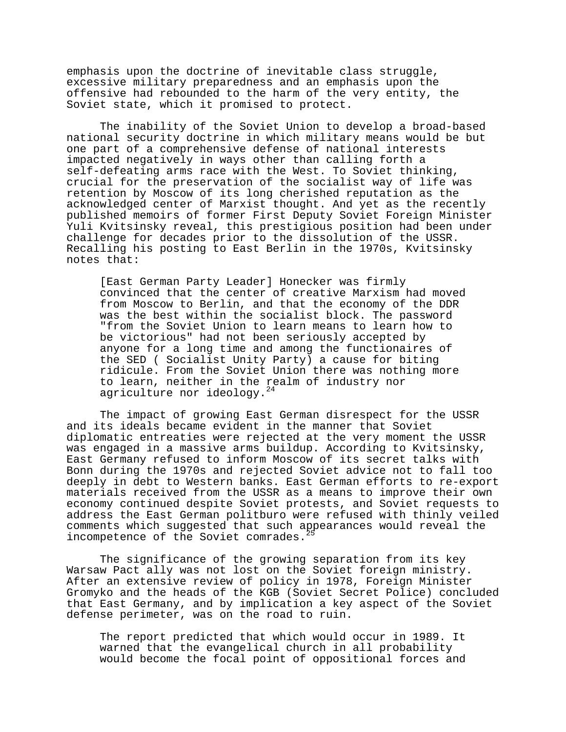emphasis upon the doctrine of inevitable class struggle, excessive military preparedness and an emphasis upon the offensive had rebounded to the harm of the very entity, the Soviet state, which it promised to protect.

The inability of the Soviet Union to develop a broad-based national security doctrine in which military means would be but one part of a comprehensive defense of national interests impacted negatively in ways other than calling forth a self-defeating arms race with the West. To Soviet thinking, crucial for the preservation of the socialist way of life was retention by Moscow of its long cherished reputation as the acknowledged center of Marxist thought. And yet as the recently published memoirs of former First Deputy Soviet Foreign Minister Yuli Kvitsinsky reveal, this prestigious position had been under challenge for decades prior to the dissolution of the USSR. Recalling his posting to East Berlin in the 1970s, Kvitsinsky notes that:

> [East German Party Leader] Honecker was firmly convinced that the center of creative Marxism had moved from Moscow to Berlin, and that the economy of the DDR was the best within the socialist block. The password "from the Soviet Union to learn means to learn how to be victorious" had not been seriously accepted by anyone for a long time and among the functionaires of the SED ( Socialist Unity Party) a cause for biting ridicule. From the Soviet Union there was nothing more to learn, neither in the realm of industry nor agriculture nor ideology.[24]

The impact of growing East German disrespect for the USSR and its ideals became evident in the manner that Soviet diplomatic entreaties were rejected at the very moment the USSR was engaged in a massive arms buildup. According to Kvitsinsky, East Germany refused to inform Moscow of its secret talks with Bonn during the 1970s and rejected Soviet advice not to fall too deeply in debt to Western banks. East German efforts to re-export materials received from the USSR as a means to improve their own economy continued despite Soviet protests, and Soviet requests to address the East German politburo were refused with thinly veiled comments which suggested that such appearances would reveal the incompetence of the Soviet comrades.[25]

The significance of the growing separation from its key Warsaw Pact ally was not lost on the Soviet foreign ministry. After an extensive review of policy in 1978, Foreign Minister Gromyko and the heads of the KGB (Soviet Secret Police) concluded that East Germany, and by implication a key aspect of the Soviet defense perimeter, was on the road to ruin.

> The report predicted that which would occur in 1989. It warned that the evangelical church in all probability would become the focal point of oppositional forces and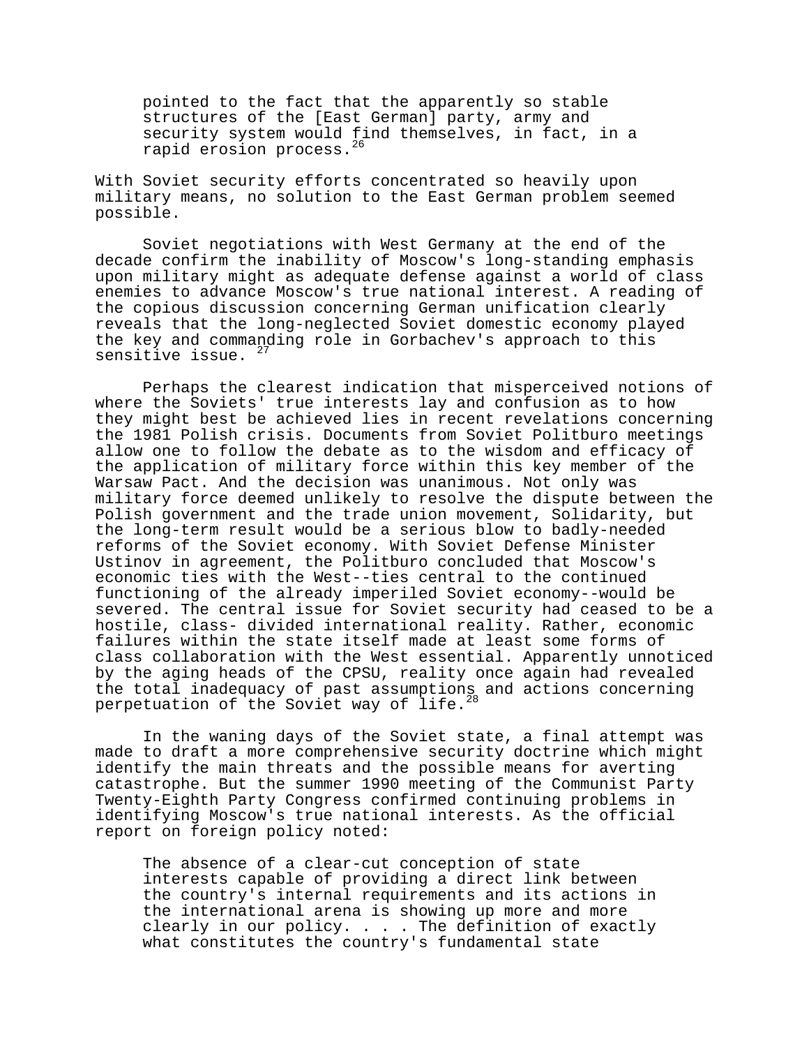> pointed to the fact that the apparently so stable structures of the [East German] party, army and security system would find themselves, in fact, in a rapid erosion process.[26]

With Soviet security efforts concentrated so heavily upon military means, no solution to the East German problem seemed possible.

Soviet negotiations with West Germany at the end of the decade confirm the inability of Moscow's long-standing emphasis upon military might as adequate defense against a world of class enemies to advance Moscow's true national interest. A reading of the copious discussion concerning German unification clearly reveals that the long-neglected Soviet domestic economy played the key and commanding role in Gorbachev's approach to this sensitive issue. [27]

Perhaps the clearest indication that misperceived notions of where the Soviets' true interests lay and confusion as to how they might best be achieved lies in recent revelations concerning the 1981 Polish crisis. Documents from Soviet Politburo meetings allow one to follow the debate as to the wisdom and efficacy of the application of military force within this key member of the Warsaw Pact. And the decision was unanimous. Not only was military force deemed unlikely to resolve the dispute between the Polish government and the trade union movement, Solidarity, but the long-term result would be a serious blow to badly-needed reforms of the Soviet economy. With Soviet Defense Minister Ustinov in agreement, the Politburo concluded that Moscow's economic ties with the West--ties central to the continued functioning of the already imperiled Soviet economy--would be severed. The central issue for Soviet security had ceased to be a hostile, class- divided international reality. Rather, economic failures within the state itself made at least some forms of class collaboration with the West essential. Apparently unnoticed by the aging heads of the CPSU, reality once again had revealed the total inadequacy of past assumptions and actions concerning perpetuation of the Soviet way of life.[28]

In the waning days of the Soviet state, a final attempt was made to draft a more comprehensive security doctrine which might identify the main threats and the possible means for averting catastrophe. But the summer 1990 meeting of the Communist Party Twenty-Eighth Party Congress confirmed continuing problems in identifying Moscow's true national interests. As the official report on foreign policy noted:

> The absence of a clear-cut conception of state interests capable of providing a direct link between the country's internal requirements and its actions in the international arena is showing up more and more clearly in our policy. . . . The definition of exactly what constitutes the country's fundamental state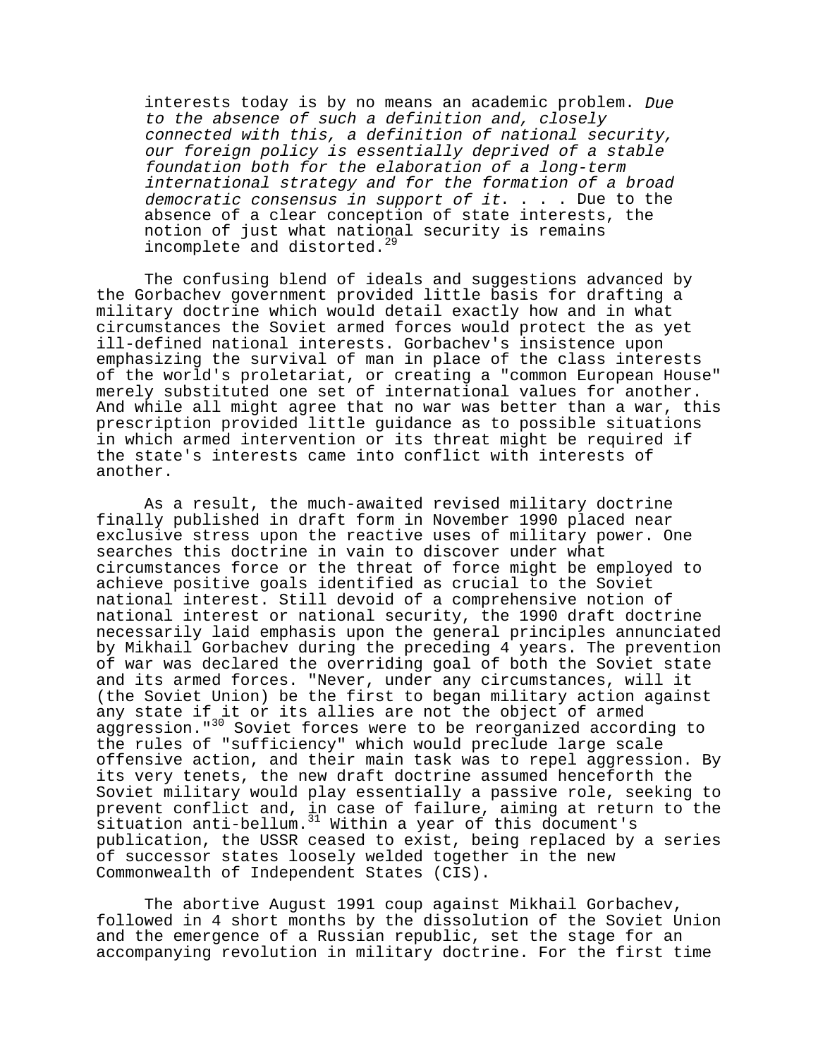> interests today is by no means an academic problem. *Due to the absence of such a definition and, closely connected with this, a definition of national security, our foreign policy is essentially deprived of a stable foundation both for the elaboration of a long-term international strategy and for the formation of a broad democratic consensus in support of it*. . . . Due to the absence of a clear conception of state interests, the notion of just what national security is remains incomplete and distorted.[29]

The confusing blend of ideals and suggestions advanced by the Gorbachev government provided little basis for drafting a military doctrine which would detail exactly how and in what circumstances the Soviet armed forces would protect the as yet ill-defined national interests. Gorbachev's insistence upon emphasizing the survival of man in place of the class interests of the world's proletariat, or creating a "common European House" merely substituted one set of international values for another. And while all might agree that no war was better than a war, this prescription provided little guidance as to possible situations in which armed intervention or its threat might be required if the state's interests came into conflict with interests of another.

As a result, the much-awaited revised military doctrine finally published in draft form in November 1990 placed near exclusive stress upon the reactive uses of military power. One searches this doctrine in vain to discover under what circumstances force or the threat of force might be employed to achieve positive goals identified as crucial to the Soviet national interest. Still devoid of a comprehensive notion of national interest or national security, the 1990 draft doctrine necessarily laid emphasis upon the general principles annunciated by Mikhail Gorbachev during the preceding 4 years. The prevention of war was declared the overriding goal of both the Soviet state and its armed forces. "Never, under any circumstances, will it (the Soviet Union) be the first to began military action against any state if it or its allies are not the object of armed aggression."[30] Soviet forces were to be reorganized according to the rules of "sufficiency" which would preclude large scale offensive action, and their main task was to repel aggression. By its very tenets, the new draft doctrine assumed henceforth the Soviet military would play essentially a passive role, seeking to prevent conflict and, in case of failure, aiming at return to the situation anti-bellum.[31] Within a year of this document's publication, the USSR ceased to exist, being replaced by a series of successor states loosely welded together in the new Commonwealth of Independent States (CIS).

The abortive August 1991 coup against Mikhail Gorbachev, followed in 4 short months by the dissolution of the Soviet Union and the emergence of a Russian republic, set the stage for an accompanying revolution in military doctrine. For the first time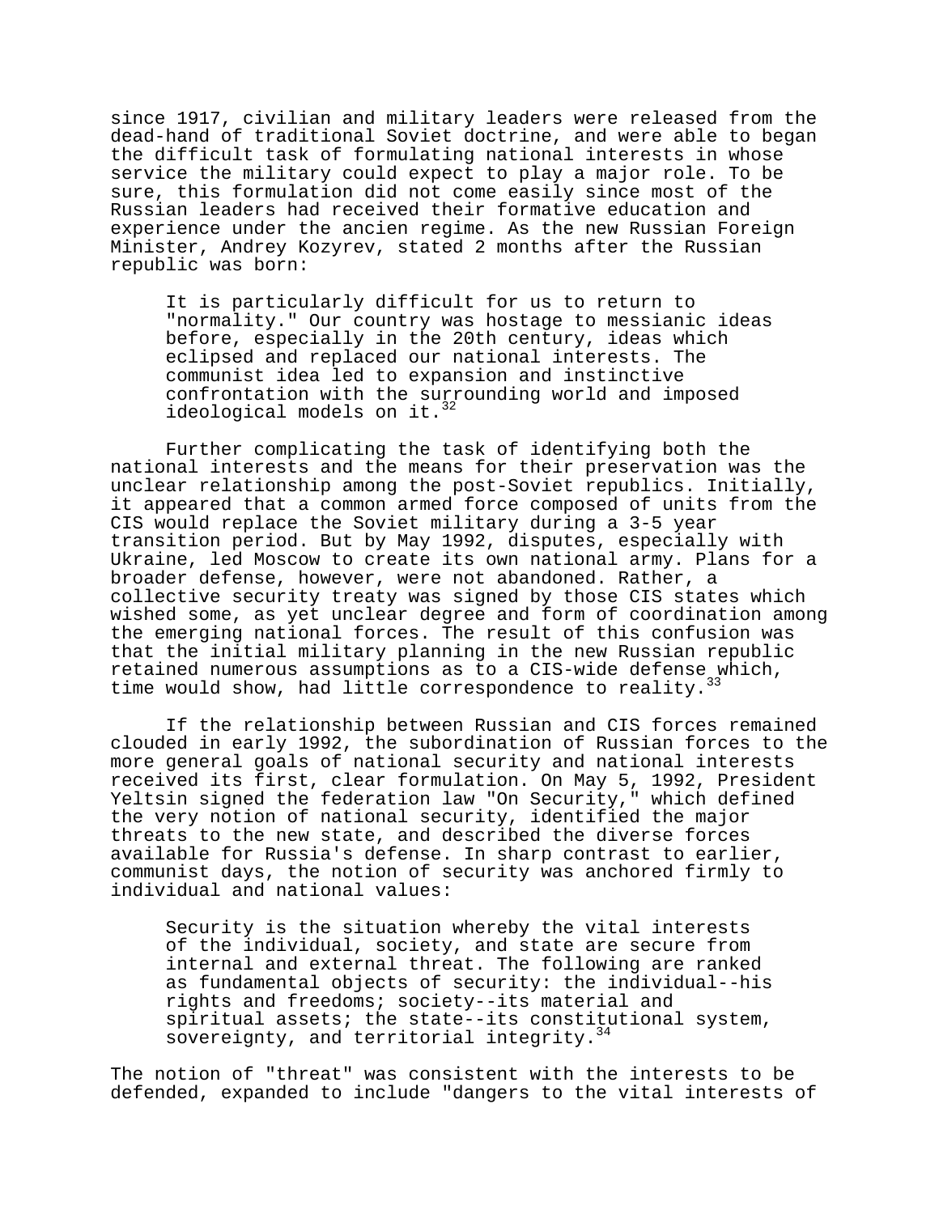since 1917, civilian and military leaders were released from the dead-hand of traditional Soviet doctrine, and were able to began the difficult task of formulating national interests in whose service the military could expect to play a major role. To be sure, this formulation did not come easily since most of the Russian leaders had received their formative education and experience under the ancien regime. As the new Russian Foreign Minister, Andrey Kozyrev, stated 2 months after the Russian republic was born:

> It is particularly difficult for us to return to "normality." Our country was hostage to messianic ideas before, especially in the 20th century, ideas which eclipsed and replaced our national interests. The communist idea led to expansion and instinctive confrontation with the surrounding world and imposed ideological models on it.[32]

Further complicating the task of identifying both the national interests and the means for their preservation was the unclear relationship among the post-Soviet republics. Initially, it appeared that a common armed force composed of units from the CIS would replace the Soviet military during a 3-5 year transition period. But by May 1992, disputes, especially with Ukraine, led Moscow to create its own national army. Plans for a broader defense, however, were not abandoned. Rather, a collective security treaty was signed by those CIS states which wished some, as yet unclear degree and form of coordination among the emerging national forces. The result of this confusion was that the initial military planning in the new Russian republic retained numerous assumptions as to a CIS-wide defense which, time would show, had little correspondence to reality.[33]

If the relationship between Russian and CIS forces remained clouded in early 1992, the subordination of Russian forces to the more general goals of national security and national interests received its first, clear formulation. On May 5, 1992, President Yeltsin signed the federation law "On Security," which defined the very notion of national security, identified the major threats to the new state, and described the diverse forces available for Russia's defense. In sharp contrast to earlier, communist days, the notion of security was anchored firmly to individual and national values:

> Security is the situation whereby the vital interests of the individual, society, and state are secure from internal and external threat. The following are ranked as fundamental objects of security: the individual--his rights and freedoms; society--its material and spiritual assets; the state--its constitutional system, sovereignty, and territorial integrity.[34]

The notion of "threat" was consistent with the interests to be defended, expanded to include "dangers to the vital interests of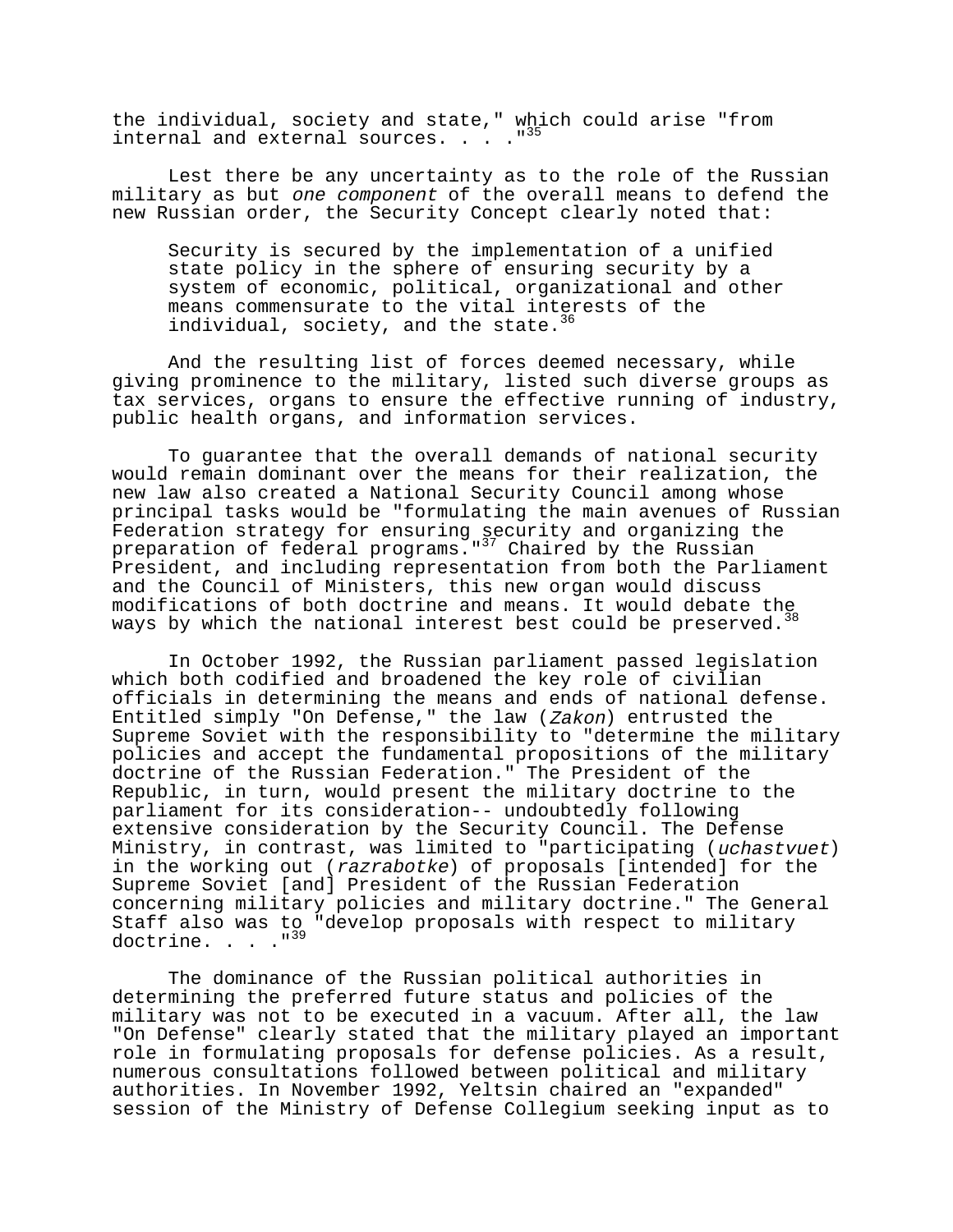the individual, society and state," which could arise "from internal and external sources. . . ."[35]

Lest there be any uncertainty as to the role of the Russian military as but *one component* of the overall means to defend the new Russian order, the Security Concept clearly noted that:

> Security is secured by the implementation of a unified state policy in the sphere of ensuring security by a system of economic, political, organizational and other means commensurate to the vital interests of the individual, society, and the state.[36]

And the resulting list of forces deemed necessary, while giving prominence to the military, listed such diverse groups as tax services, organs to ensure the effective running of industry, public health organs, and information services.

To guarantee that the overall demands of national security would remain dominant over the means for their realization, the new law also created a National Security Council among whose principal tasks would be "formulating the main avenues of Russian Federation strategy for ensuring security and organizing the preparation of federal programs."[37] Chaired by the Russian President, and including representation from both the Parliament and the Council of Ministers, this new organ would discuss modifications of both doctrine and means. It would debate the ways by which the national interest best could be preserved.[38]

In October 1992, the Russian parliament passed legislation which both codified and broadened the key role of civilian officials in determining the means and ends of national defense. Entitled simply "On Defense," the law (*Zakon*) entrusted the Supreme Soviet with the responsibility to "determine the military policies and accept the fundamental propositions of the military doctrine of the Russian Federation." The President of the Republic, in turn, would present the military doctrine to the parliament for its consideration-- undoubtedly following extensive consideration by the Security Council. The Defense Ministry, in contrast, was limited to "participating (*uchastvuet*) in the working out (*razrabotke*) of proposals [intended] for the Supreme Soviet [and] President of the Russian Federation concerning military policies and military doctrine." The General Staff also was to "develop proposals with respect to military doctrine. . . ."[39]

The dominance of the Russian political authorities in determining the preferred future status and policies of the military was not to be executed in a vacuum. After all, the law "On Defense" clearly stated that the military played an important role in formulating proposals for defense policies. As a result, numerous consultations followed between political and military authorities. In November 1992, Yeltsin chaired an "expanded" session of the Ministry of Defense Collegium seeking input as to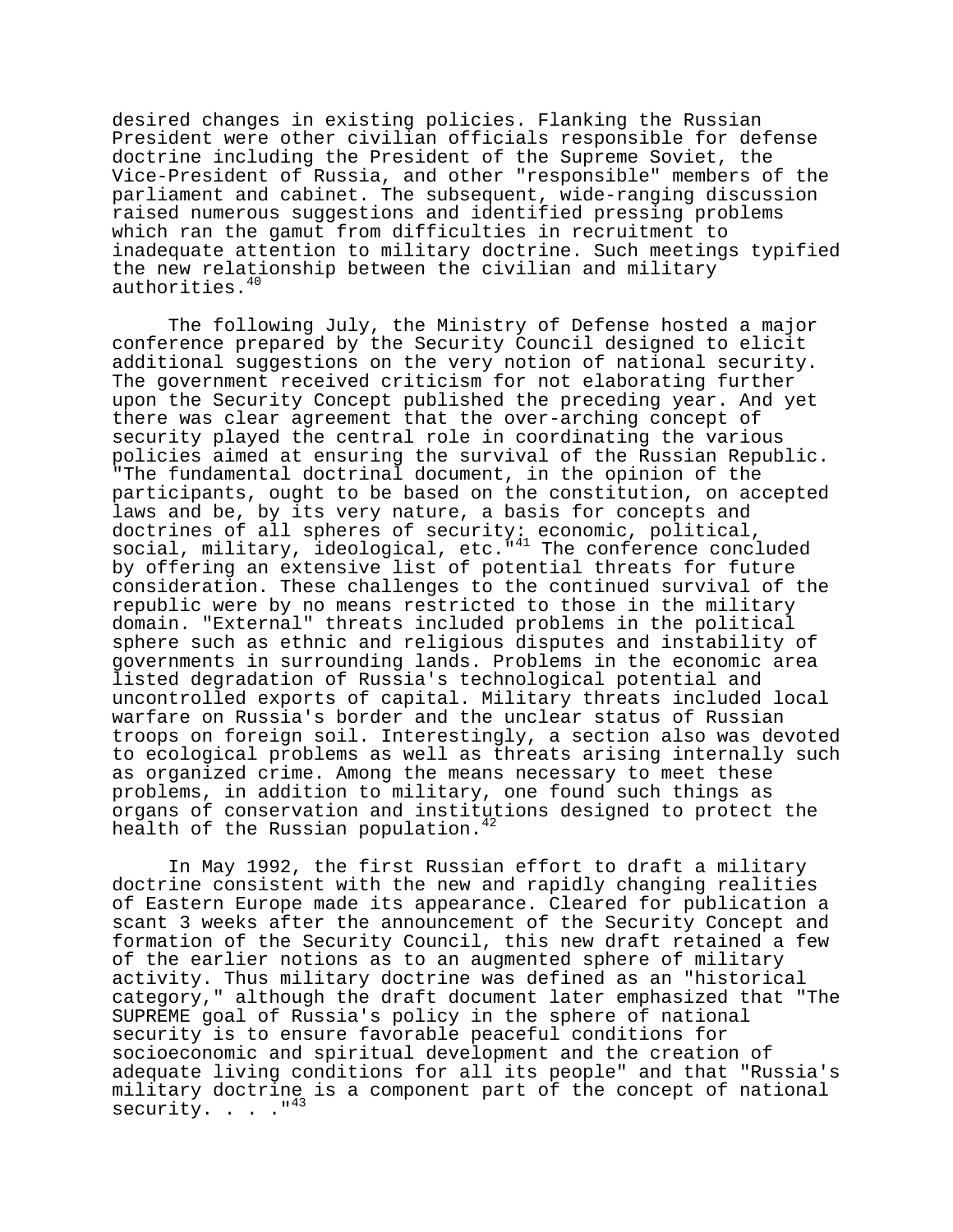desired changes in existing policies. Flanking the Russian President were other civilian officials responsible for defense doctrine including the President of the Supreme Soviet, the Vice-President of Russia, and other "responsible" members of the parliament and cabinet. The subsequent, wide-ranging discussion raised numerous suggestions and identified pressing problems which ran the gamut from difficulties in recruitment to inadequate attention to military doctrine. Such meetings typified the new relationship between the civilian and military authorities.[40]

The following July, the Ministry of Defense hosted a major conference prepared by the Security Council designed to elicit additional suggestions on the very notion of national security. The government received criticism for not elaborating further upon the Security Concept published the preceding year. And yet there was clear agreement that the over-arching concept of security played the central role in coordinating the various policies aimed at ensuring the survival of the Russian Republic. "The fundamental doctrinal document, in the opinion of the participants, ought to be based on the constitution, on accepted laws and be, by its very nature, a basis for concepts and doctrines of all spheres of security: economic, political, social, military, ideological, etc."[41] The conference concluded by offering an extensive list of potential threats for future consideration. These challenges to the continued survival of the republic were by no means restricted to those in the military domain. "External" threats included problems in the political sphere such as ethnic and religious disputes and instability of governments in surrounding lands. Problems in the economic area listed degradation of Russia's technological potential and uncontrolled exports of capital. Military threats included local warfare on Russia's border and the unclear status of Russian troops on foreign soil. Interestingly, a section also was devoted to ecological problems as well as threats arising internally such as organized crime. Among the means necessary to meet these problems, in addition to military, one found such things as organs of conservation and institutions designed to protect the health of the Russian population.[42]

In May 1992, the first Russian effort to draft a military doctrine consistent with the new and rapidly changing realities of Eastern Europe made its appearance. Cleared for publication a scant 3 weeks after the announcement of the Security Concept and formation of the Security Council, this new draft retained a few of the earlier notions as to an augmented sphere of military activity. Thus military doctrine was defined as an "historical category," although the draft document later emphasized that "The SUPREME goal of Russia's policy in the sphere of national security is to ensure favorable peaceful conditions for socioeconomic and spiritual development and the creation of adequate living conditions for all its people" and that "Russia's military doctrine is a component part of the concept of national security. . . ."[43]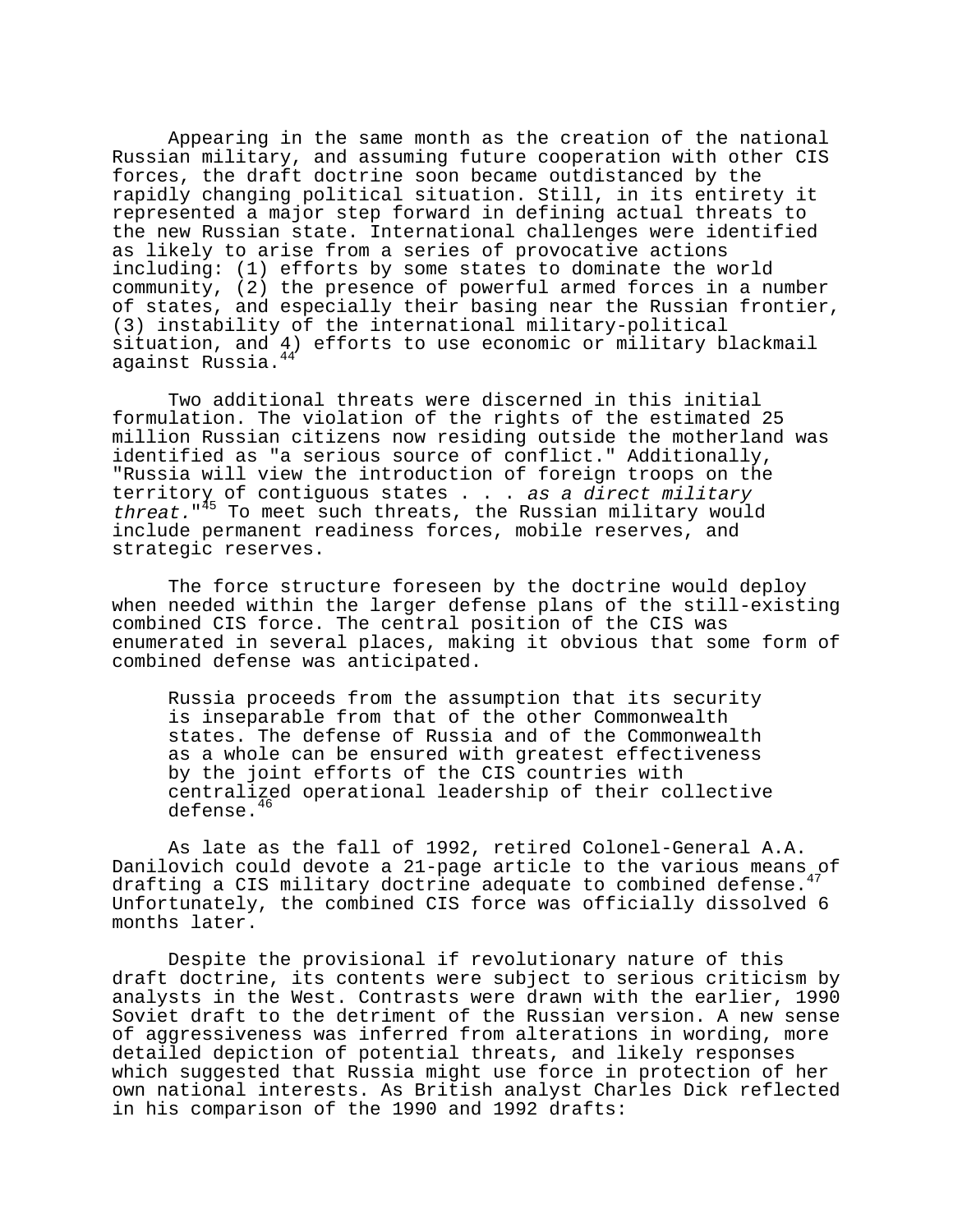Appearing in the same month as the creation of the national Russian military, and assuming future cooperation with other CIS forces, the draft doctrine soon became outdistanced by the rapidly changing political situation. Still, in its entirety it represented a major step forward in defining actual threats to the new Russian state. International challenges were identified as likely to arise from a series of provocative actions including: (1) efforts by some states to dominate the world community, (2) the presence of powerful armed forces in a number of states, and especially their basing near the Russian frontier, (3) instability of the international military-political situation, and 4) efforts to use economic or military blackmail against Russia.[44]

Two additional threats were discerned in this initial formulation. The violation of the rights of the estimated 25 million Russian citizens now residing outside the motherland was identified as "a serious source of conflict." Additionally, "Russia will view the introduction of foreign troops on the territory of contiguous states . . . *as a direct military threat*."[45] To meet such threats, the Russian military would include permanent readiness forces, mobile reserves, and strategic reserves.

The force structure foreseen by the doctrine would deploy when needed within the larger defense plans of the still-existing combined CIS force. The central position of the CIS was enumerated in several places, making it obvious that some form of combined defense was anticipated.

> Russia proceeds from the assumption that its security is inseparable from that of the other Commonwealth states. The defense of Russia and of the Commonwealth as a whole can be ensured with greatest effectiveness by the joint efforts of the CIS countries with centralized operational leadership of their collective defense.[46]

As late as the fall of 1992, retired Colonel-General A.A. Danilovich could devote a 21-page article to the various means of drafting a CIS military doctrine adequate to combined defense.[47] Unfortunately, the combined CIS force was officially dissolved 6 months later.

Despite the provisional if revolutionary nature of this draft doctrine, its contents were subject to serious criticism by analysts in the West. Contrasts were drawn with the earlier, 1990 Soviet draft to the detriment of the Russian version. A new sense of aggressiveness was inferred from alterations in wording, more detailed depiction of potential threats, and likely responses which suggested that Russia might use force in protection of her own national interests. As British analyst Charles Dick reflected in his comparison of the 1990 and 1992 drafts: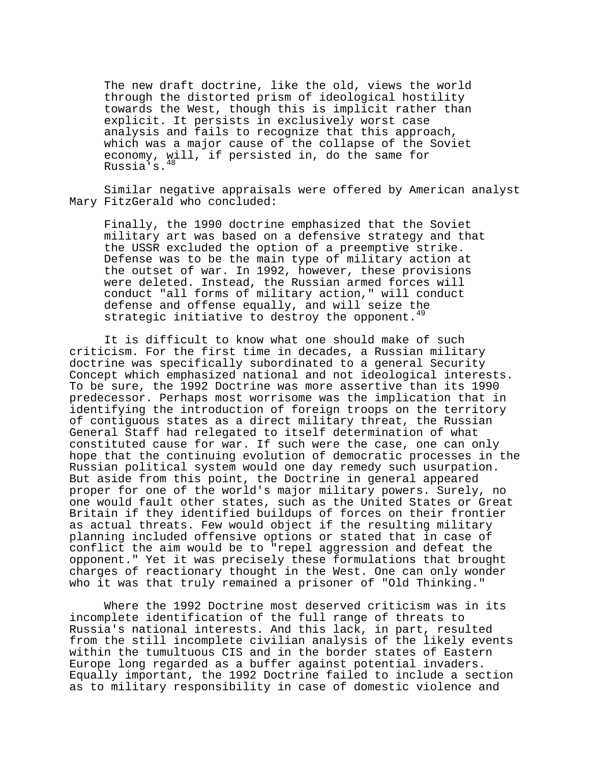> The new draft doctrine, like the old, views the world through the distorted prism of ideological hostility towards the West, though this is implicit rather than explicit. It persists in exclusively worst case analysis and fails to recognize that this approach, which was a major cause of the collapse of the Soviet economy, will, if persisted in, do the same for Russia's.[48]

Similar negative appraisals were offered by American analyst Mary FitzGerald who concluded:

> Finally, the 1990 doctrine emphasized that the Soviet military art was based on a defensive strategy and that the USSR excluded the option of a preemptive strike. Defense was to be the main type of military action at the outset of war. In 1992, however, these provisions were deleted. Instead, the Russian armed forces will conduct "all forms of military action," will conduct defense and offense equally, and will seize the strategic initiative to destroy the opponent.[49]

It is difficult to know what one should make of such criticism. For the first time in decades, a Russian military doctrine was specifically subordinated to a general Security Concept which emphasized national and not ideological interests. To be sure, the 1992 Doctrine was more assertive than its 1990 predecessor. Perhaps most worrisome was the implication that in identifying the introduction of foreign troops on the territory of contiguous states as a direct military threat, the Russian General Staff had relegated to itself determination of what constituted cause for war. If such were the case, one can only hope that the continuing evolution of democratic processes in the Russian political system would one day remedy such usurpation. But aside from this point, the Doctrine in general appeared proper for one of the world's major military powers. Surely, no one would fault other states, such as the United States or Great Britain if they identified buildups of forces on their frontier as actual threats. Few would object if the resulting military planning included offensive options or stated that in case of conflict the aim would be to "repel aggression and defeat the opponent." Yet it was precisely these formulations that brought charges of reactionary thought in the West. One can only wonder who it was that truly remained a prisoner of "Old Thinking."

Where the 1992 Doctrine most deserved criticism was in its incomplete identification of the full range of threats to Russia's national interests. And this lack, in part, resulted from the still incomplete civilian analysis of the likely events within the tumultuous CIS and in the border states of Eastern Europe long regarded as a buffer against potential invaders. Equally important, the 1992 Doctrine failed to include a section as to military responsibility in case of domestic violence and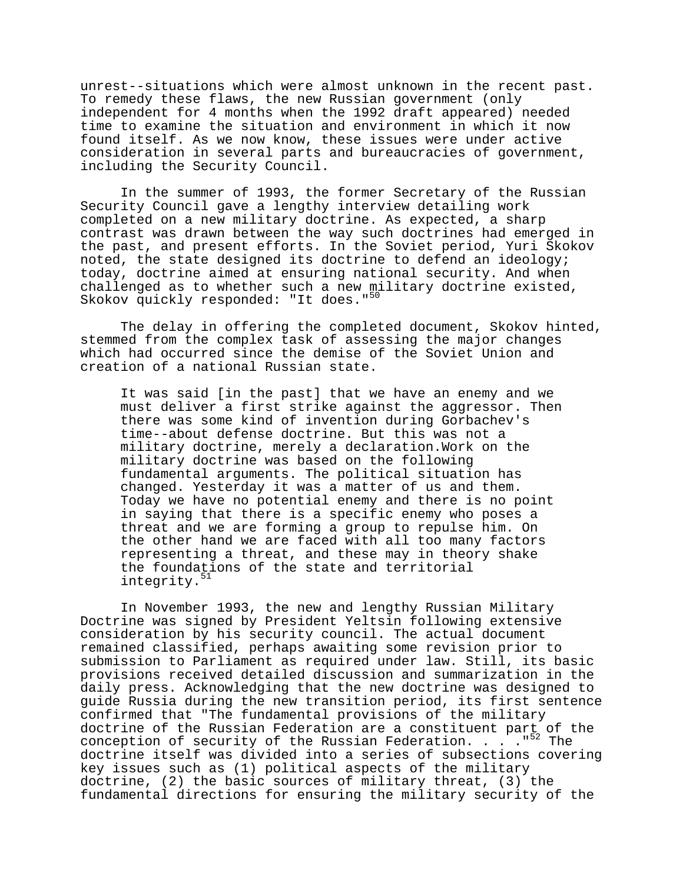unrest--situations which were almost unknown in the recent past. To remedy these flaws, the new Russian government (only independent for 4 months when the 1992 draft appeared) needed time to examine the situation and environment in which it now found itself. As we now know, these issues were under active consideration in several parts and bureaucracies of government, including the Security Council.

In the summer of 1993, the former Secretary of the Russian Security Council gave a lengthy interview detailing work completed on a new military doctrine. As expected, a sharp contrast was drawn between the way such doctrines had emerged in the past, and present efforts. In the Soviet period, Yuri Skokov noted, the state designed its doctrine to defend an ideology; today, doctrine aimed at ensuring national security. And when challenged as to whether such a new military doctrine existed, Skokov quickly responded: "It does."[50]

The delay in offering the completed document, Skokov hinted, stemmed from the complex task of assessing the major changes which had occurred since the demise of the Soviet Union and creation of a national Russian state.

> It was said [in the past] that we have an enemy and we must deliver a first strike against the aggressor. Then there was some kind of invention during Gorbachev's time--about defense doctrine. But this was not a military doctrine, merely a declaration.Work on the military doctrine was based on the following fundamental arguments. The political situation has changed. Yesterday it was a matter of us and them. Today we have no potential enemy and there is no point in saying that there is a specific enemy who poses a threat and we are forming a group to repulse him. On the other hand we are faced with all too many factors representing a threat, and these may in theory shake the foundations of the state and territorial integrity.[51]

In November 1993, the new and lengthy Russian Military Doctrine was signed by President Yeltsin following extensive consideration by his security council. The actual document remained classified, perhaps awaiting some revision prior to submission to Parliament as required under law. Still, its basic provisions received detailed discussion and summarization in the daily press. Acknowledging that the new doctrine was designed to guide Russia during the new transition period, its first sentence confirmed that "The fundamental provisions of the military doctrine of the Russian Federation are a constituent part of the conception of security of the Russian Federation. . . ."[52] The doctrine itself was divided into a series of subsections covering key issues such as (1) political aspects of the military doctrine, (2) the basic sources of military threat, (3) the fundamental directions for ensuring the military security of the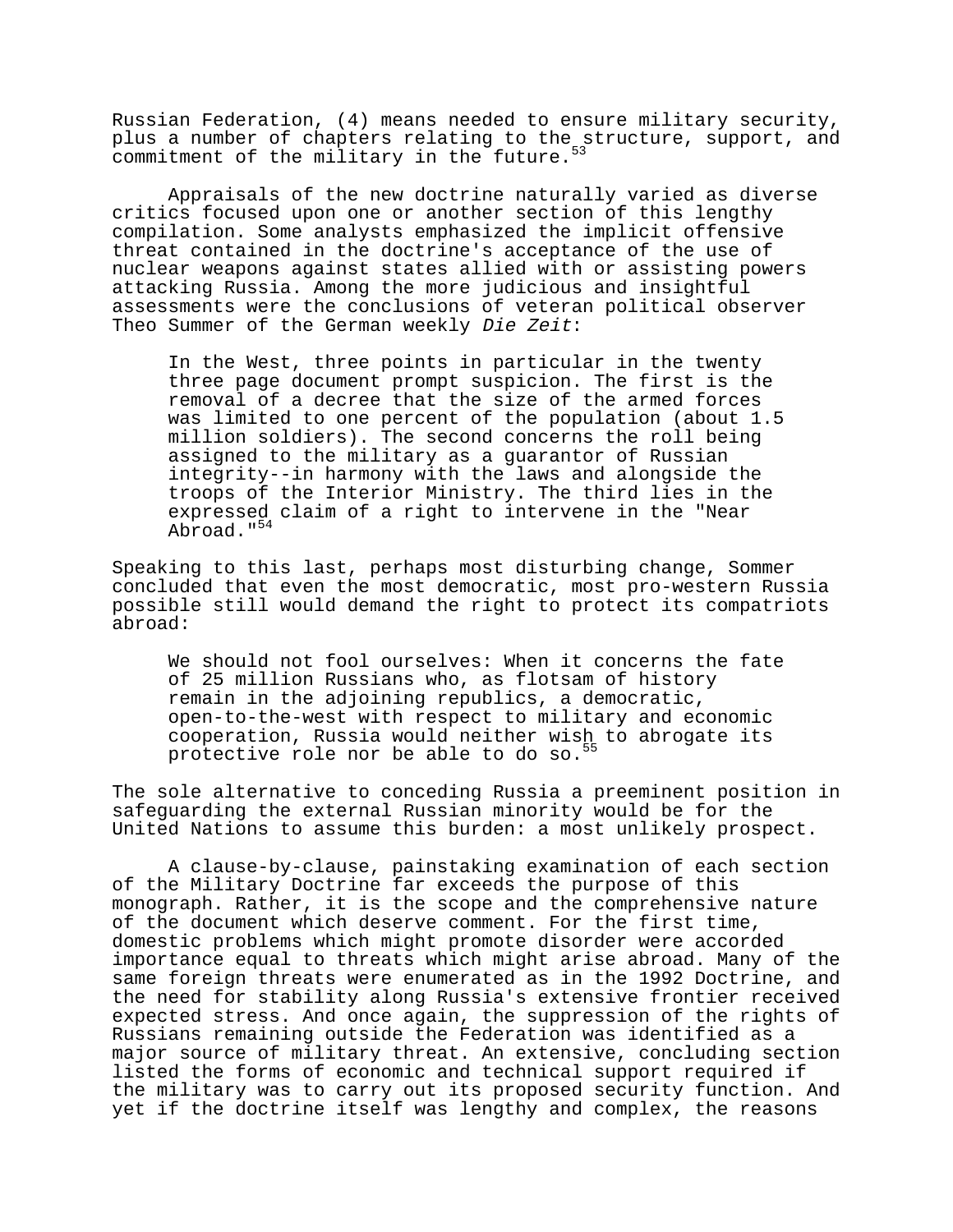Russian Federation, (4) means needed to ensure military security, plus a number of chapters relating to the structure, support, and commitment of the military in the future.[53]

Appraisals of the new doctrine naturally varied as diverse critics focused upon one or another section of this lengthy compilation. Some analysts emphasized the implicit offensive threat contained in the doctrine's acceptance of the use of nuclear weapons against states allied with or assisting powers attacking Russia. Among the more judicious and insightful assessments were the conclusions of veteran political observer Theo Summer of the German weekly *Die Zeit*:

> In the West, three points in particular in the twenty three page document prompt suspicion. The first is the removal of a decree that the size of the armed forces was limited to one percent of the population (about 1.5 million soldiers). The second concerns the roll being assigned to the military as a guarantor of Russian integrity--in harmony with the laws and alongside the troops of the Interior Ministry. The third lies in the expressed claim of a right to intervene in the "Near Abroad."[54]

Speaking to this last, perhaps most disturbing change, Sommer concluded that even the most democratic, most pro-western Russia possible still would demand the right to protect its compatriots abroad:

> We should not fool ourselves: When it concerns the fate of 25 million Russians who, as flotsam of history remain in the adjoining republics, a democratic, open-to-the-west with respect to military and economic cooperation, Russia would neither wish to abrogate its protective role nor be able to do so.[55]

The sole alternative to conceding Russia a preeminent position in safeguarding the external Russian minority would be for the United Nations to assume this burden: a most unlikely prospect.

A clause-by-clause, painstaking examination of each section of the Military Doctrine far exceeds the purpose of this monograph. Rather, it is the scope and the comprehensive nature of the document which deserve comment. For the first time, domestic problems which might promote disorder were accorded importance equal to threats which might arise abroad. Many of the same foreign threats were enumerated as in the 1992 Doctrine, and the need for stability along Russia's extensive frontier received expected stress. And once again, the suppression of the rights of Russians remaining outside the Federation was identified as a major source of military threat. An extensive, concluding section listed the forms of economic and technical support required if the military was to carry out its proposed security function. And yet if the doctrine itself was lengthy and complex, the reasons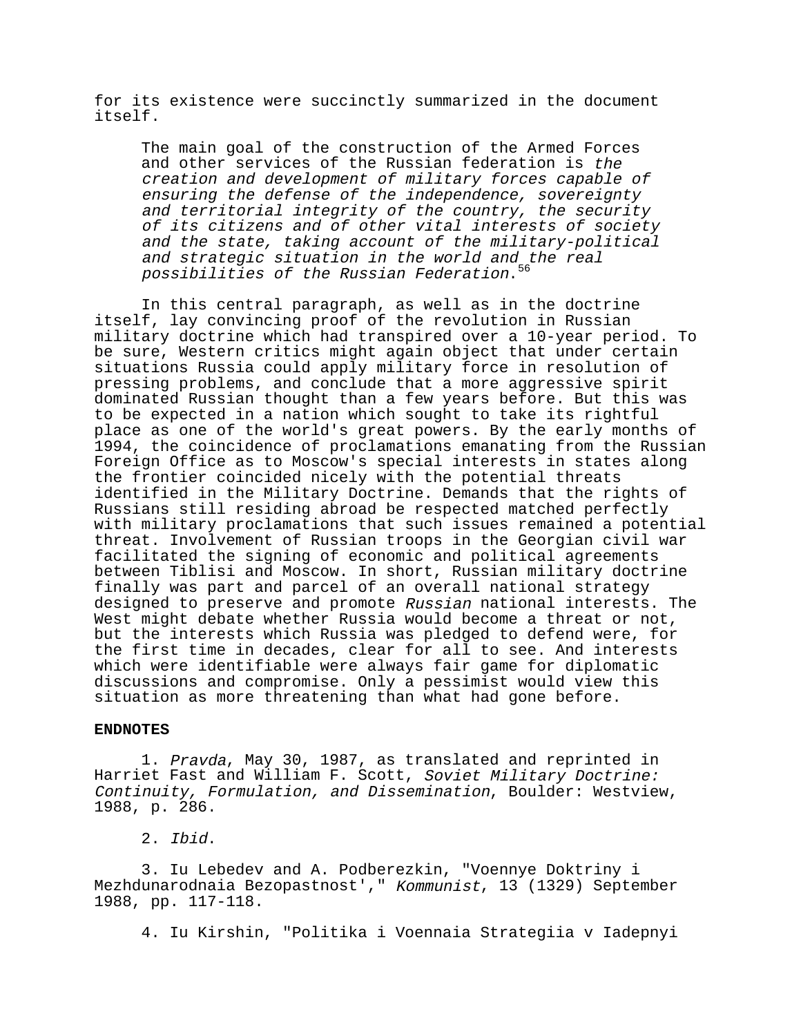for its existence were succinctly summarized in the document itself.

> The main goal of the construction of the Armed Forces and other services of the Russian federation is *the creation and development of military forces capable of ensuring the defense of the independence, sovereignty and territorial integrity of the country, the security of its citizens and of other vital interests of society and the state, taking account of the military-political and strategic situation in the world and the real possibilities of the Russian Federation*.[56]

In this central paragraph, as well as in the doctrine itself, lay convincing proof of the revolution in Russian military doctrine which had transpired over a 10-year period. To be sure, Western critics might again object that under certain situations Russia could apply military force in resolution of pressing problems, and conclude that a more aggressive spirit dominated Russian thought than a few years before. But this was to be expected in a nation which sought to take its rightful place as one of the world's great powers. By the early months of 1994, the coincidence of proclamations emanating from the Russian Foreign Office as to Moscow's special interests in states along the frontier coincided nicely with the potential threats identified in the Military Doctrine. Demands that the rights of Russians still residing abroad be respected matched perfectly with military proclamations that such issues remained a potential threat. Involvement of Russian troops in the Georgian civil war facilitated the signing of economic and political agreements between Tiblisi and Moscow. In short, Russian military doctrine finally was part and parcel of an overall national strategy designed to preserve and promote *Russian* national interests. The West might debate whether Russia would become a threat or not, but the interests which Russia was pledged to defend were, for the first time in decades, clear for all to see. And interests which were identifiable were always fair game for diplomatic discussions and compromise. Only a pessimist would view this situation as more threatening than what had gone before.

**ENDNOTES**

1. *Pravda*, May 30, 1987, as translated and reprinted in Harriet Fast and William F. Scott, *Soviet Military Doctrine: Continuity, Formulation, and Dissemination*, Boulder: Westview, 1988, p. 286.

2. *Ibid*.

3. Iu Lebedev and A. Podberezkin, "Voennye Doktriny i Mezhdunarodnaia Bezopastnost'," *Kommunist*, 13 (1329) September 1988, pp. 117-118.

4. Iu Kirshin, "Politika i Voennaia Strategiia v Iadepnyi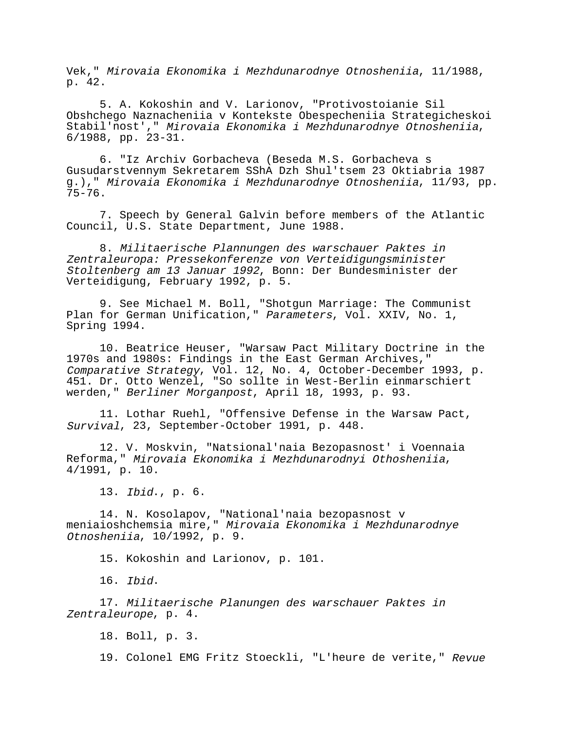Vek," *Mirovaia Ekonomika i Mezhdunarodnye Otnosheniia*, 11/1988, p. 42.

5. A. Kokoshin and V. Larionov, "Protivostoianie Sil Obshchego Naznacheniia v Kontekste Obespecheniia Strategicheskoi Stabil'nost'," *Mirovaia Ekonomika i Mezhdunarodnye Otnosheniia*, 6/1988, pp. 23-31.

6. "Iz Archiv Gorbacheva (Beseda M.S. Gorbacheva s Gusudarstvennym Sekretarem SShA Dzh Shul'tsem 23 Oktiabria 1987 g.)," *Mirovaia Ekonomika i Mezhdunarodnye Otnosheniia*, 11/93, pp. 75-76.

7. Speech by General Galvin before members of the Atlantic Council, U.S. State Department, June 1988.

8. *Militaerische Plannungen des warschauer Paktes in Zentraleuropa: Pressekonferenze von Verteidigungsminister Stoltenberg am 13 Januar 1992*, Bonn: Der Bundesminister der Verteidigung, February 1992, p. 5.

9. See Michael M. Boll, "Shotgun Marriage: The Communist Plan for German Unification," *Parameters*, Vol. XXIV, No. 1, Spring 1994.

10. Beatrice Heuser, "Warsaw Pact Military Doctrine in the 1970s and 1980s: Findings in the East German Archives," *Comparative Strategy*, Vol. 12, No. 4, October-December 1993, p. 451. Dr. Otto Wenzel, "So sollte in West-Berlin einmarschiert werden," *Berliner Morganpost*, April 18, 1993, p. 93.

11. Lothar Ruehl, "Offensive Defense in the Warsaw Pact, *Survival*, 23, September-October 1991, p. 448.

12. V. Moskvin, "Natsional'naia Bezopasnost' i Voennaia Reforma," *Mirovaia Ekonomika i Mezhdunarodnyi Othosheniia*, 4/1991, p. 10.

13. *Ibid.*, p. 6.

14. N. Kosolapov, "National'naia bezopasnost v meniaioshchemsia mire," *Mirovaia Ekonomika i Mezhdunarodnye Otnosheniia*, 10/1992, p. 9.

15. Kokoshin and Larionov, p. 101.

16. *Ibid*.

17. *Militaerische Planungen des warschauer Paktes in Zentraleurope*, p. 4.

18. Boll, p. 3.

19. Colonel EMG Fritz Stoeckli, "L'heure de verite," *Revue*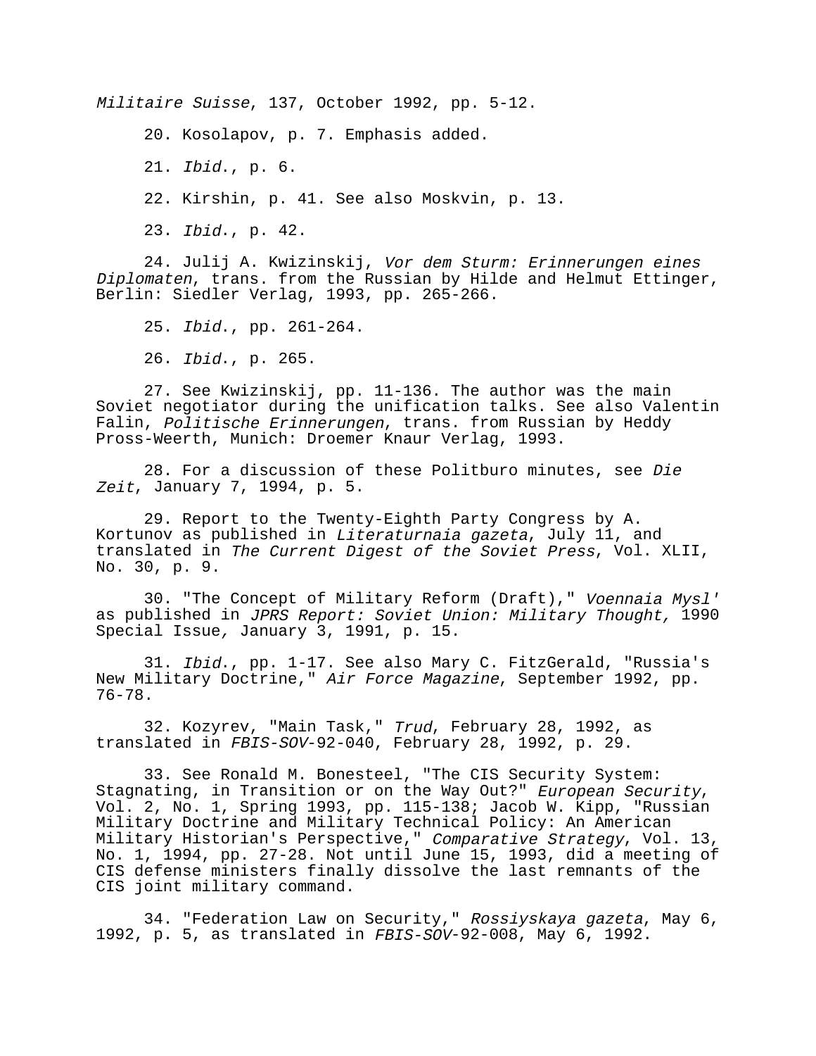*Militaire Suisse*, 137, October 1992, pp. 5-12.

20. Kosolapov, p. 7. Emphasis added.

21. *Ibid*., p. 6.

22. Kirshin, p. 41. See also Moskvin, p. 13.

23. *Ibid*., p. 42.

24. Julij A. Kwizinskij, *Vor dem Sturm: Erinnerungen eines Diplomaten*, trans. from the Russian by Hilde and Helmut Ettinger, Berlin: Siedler Verlag, 1993, pp. 265-266.

25. *Ibid*., pp. 261-264.

26. *Ibid*., p. 265.

27. See Kwizinskij, pp. 11-136. The author was the main Soviet negotiator during the unification talks. See also Valentin Falin, *Politische Erinnerungen*, trans. from Russian by Heddy Pross-Weerth, Munich: Droemer Knaur Verlag, 1993.

28. For a discussion of these Politburo minutes, see *Die Zeit*, January 7, 1994, p. 5.

29. Report to the Twenty-Eighth Party Congress by A. Kortunov as published in *Literaturnaia gazeta*, July 11, and translated in *The Current Digest of the Soviet Press*, Vol. XLII, No. 30, p. 9.

30. "The Concept of Military Reform (Draft)," *Voennaia Mysl'* as published in *JPRS Report: Soviet Union: Military Thought,* 1990 Special Issue, January 3, 1991, p. 15.

31. *Ibid*., pp. 1-17. See also Mary C. FitzGerald, "Russia's New Military Doctrine," *Air Force Magazine*, September 1992, pp. 76-78.

32. Kozyrev, "Main Task," *Trud*, February 28, 1992, as translated in *FBIS-SOV*-92-040, February 28, 1992, p. 29.

33. See Ronald M. Bonesteel, "The CIS Security System: Stagnating, in Transition or on the Way Out?" *European Security*, Vol. 2, No. 1, Spring 1993, pp. 115-138; Jacob W. Kipp, "Russian Military Doctrine and Military Technical Policy: An American Military Historian's Perspective," *Comparative Strategy*, Vol. 13, No. 1, 1994, pp. 27-28. Not until June 15, 1993, did a meeting of CIS defense ministers finally dissolve the last remnants of the CIS joint military command.

34. "Federation Law on Security," *Rossiyskaya gazeta*, May 6, 1992, p. 5, as translated in *FBIS-SOV*-92-008, May 6, 1992.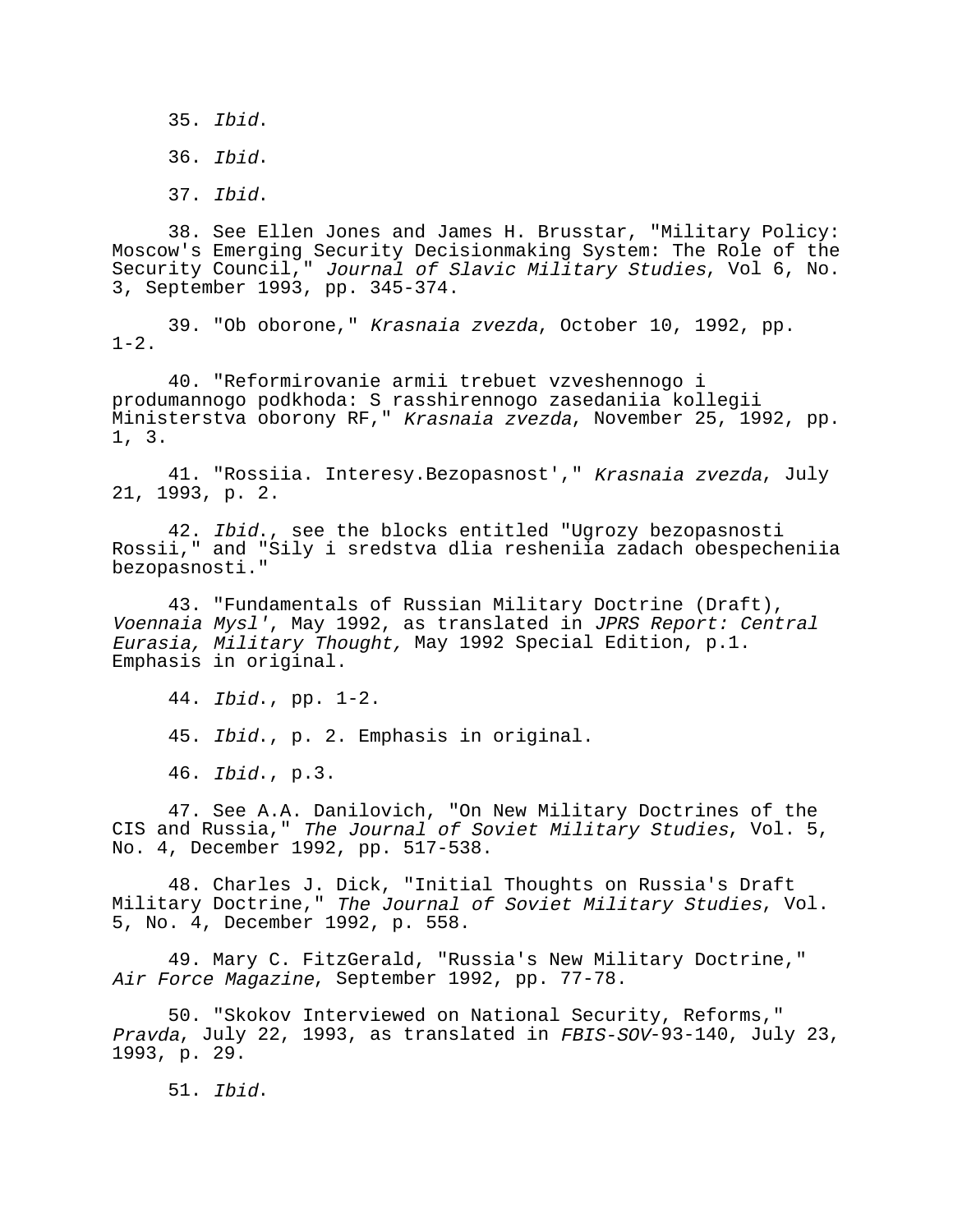35. *Ibid*.

36. *Ibid*.

37. *Ibid*.

38. See Ellen Jones and James H. Brusstar, "Military Policy: Moscow's Emerging Security Decisionmaking System: The Role of the Security Council," *Journal of Slavic Military Studies*, Vol 6, No. 3, September 1993, pp. 345-374.

39. "Ob oborone," *Krasnaia zvezda*, October 10, 1992, pp. 1-2.

40. "Reformirovanie armii trebuet vzveshennogo i produmannogo podkhoda: S rasshirennogo zasedaniia kollegii Ministerstva oborony RF," *Krasnaia zvezda*, November 25, 1992, pp. 1, 3.

41. "Rossiia. Interesy.Bezopasnost'," *Krasnaia zvezda*, July 21, 1993, p. 2.

42. *Ibid*., see the blocks entitled "Ugrozy bezopasnosti Rossii," and "Sily i sredstva dlia resheniia zadach obespecheniia bezopasnosti."

43. "Fundamentals of Russian Military Doctrine (Draft), *Voennaia Mysl'*, May 1992, as translated in *JPRS Report: Central Eurasia, Military Thought,* May 1992 Special Edition, p.1. Emphasis in original.

44. *Ibid*., pp. 1-2.

45. *Ibid*., p. 2. Emphasis in original.

46. *Ibid*., p.3.

47. See A.A. Danilovich, "On New Military Doctrines of the CIS and Russia," *The Journal of Soviet Military Studies*, Vol. 5, No. 4, December 1992, pp. 517-538.

48. Charles J. Dick, "Initial Thoughts on Russia's Draft Military Doctrine," *The Journal of Soviet Military Studies*, Vol. 5, No. 4, December 1992, p. 558.

49. Mary C. FitzGerald, "Russia's New Military Doctrine," *Air Force Magazine*, September 1992, pp. 77-78.

50. "Skokov Interviewed on National Security, Reforms," *Pravda*, July 22, 1993, as translated in *FBIS-SOV*-93-140, July 23, 1993, p. 29.

51. *Ibid*.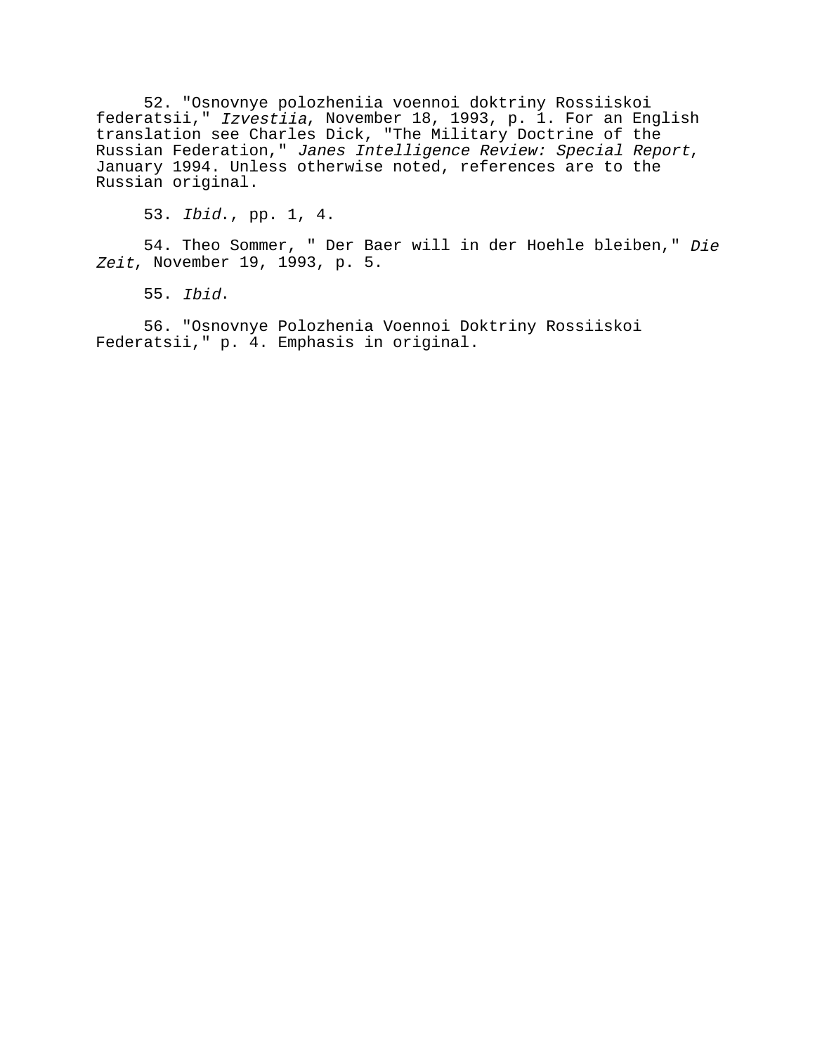52. "Osnovnye polozheniia voennoi doktriny Rossiiskoi federatsii," *Izvestiia*, November 18, 1993, p. 1. For an English translation see Charles Dick, "The Military Doctrine of the Russian Federation," *Janes Intelligence Review: Special Report*, January 1994. Unless otherwise noted, references are to the Russian original.

53. *Ibid*., pp. 1, 4.

54. Theo Sommer, " Der Baer will in der Hoehle bleiben," *Die Zeit*, November 19, 1993, p. 5.

55. *Ibid*.

56. "Osnovnye Polozhenia Voennoi Doktriny Rossiiskoi Federatsii," p. 4. Emphasis in original.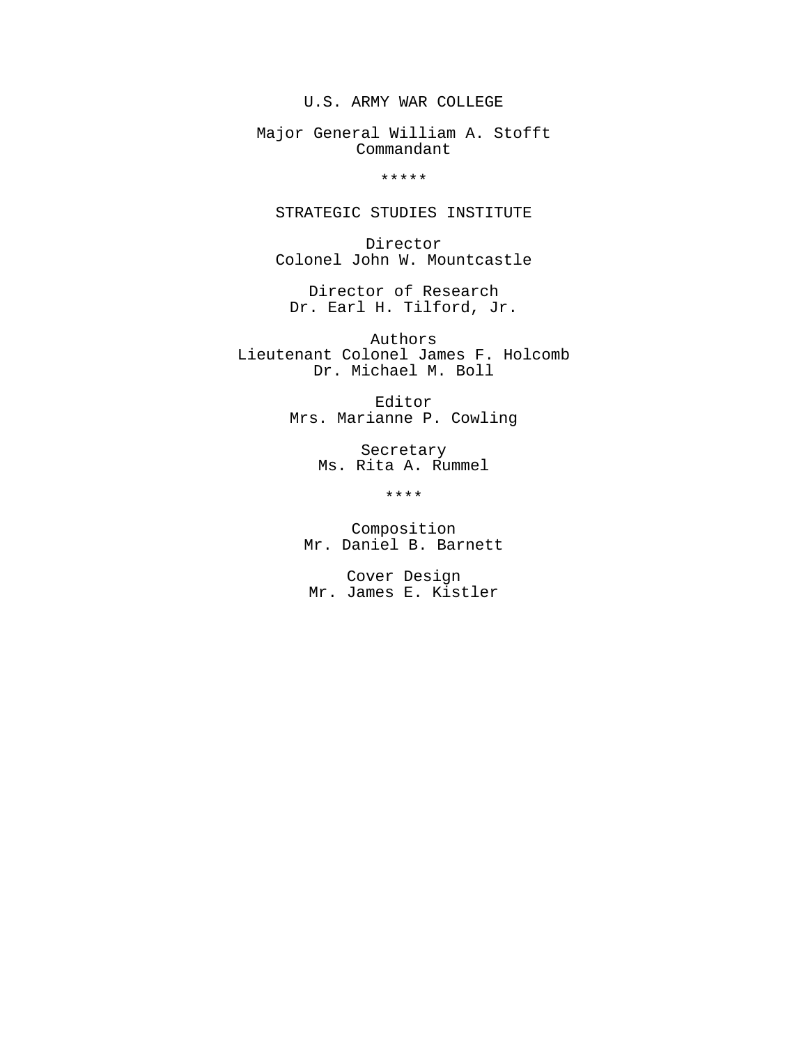U.S. ARMY WAR COLLEGE

Major General William A. Stofft
Commandant

*****

STRATEGIC STUDIES INSTITUTE

Director
Colonel John W. Mountcastle

Director of Research
Dr. Earl H. Tilford, Jr.

Authors
Lieutenant Colonel James F. Holcomb
Dr. Michael M. Boll

Editor
Mrs. Marianne P. Cowling

Secretary
Ms. Rita A. Rummel

****

Composition
Mr. Daniel B. Barnett

Cover Design
Mr. James E. Kistler